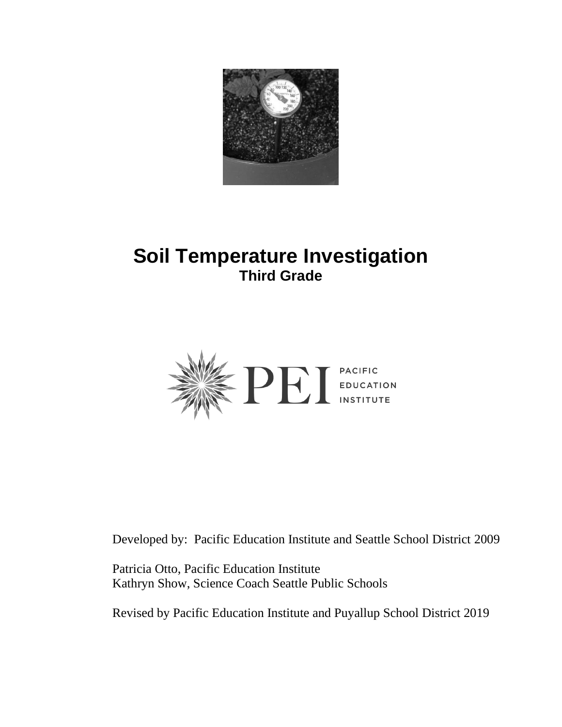# Soil Temperature Investigation

## Third Grade

PEI PACIFIC EDUCATION INSTITUTE

Developed by: Pacific Education Institute and Seattle School District 2009

Patricia Otto, Pacific Education Institute
Kathryn Show, Science Coach Seattle Public Schools

Revised by Pacific Education Institute and Puyallup School District 2019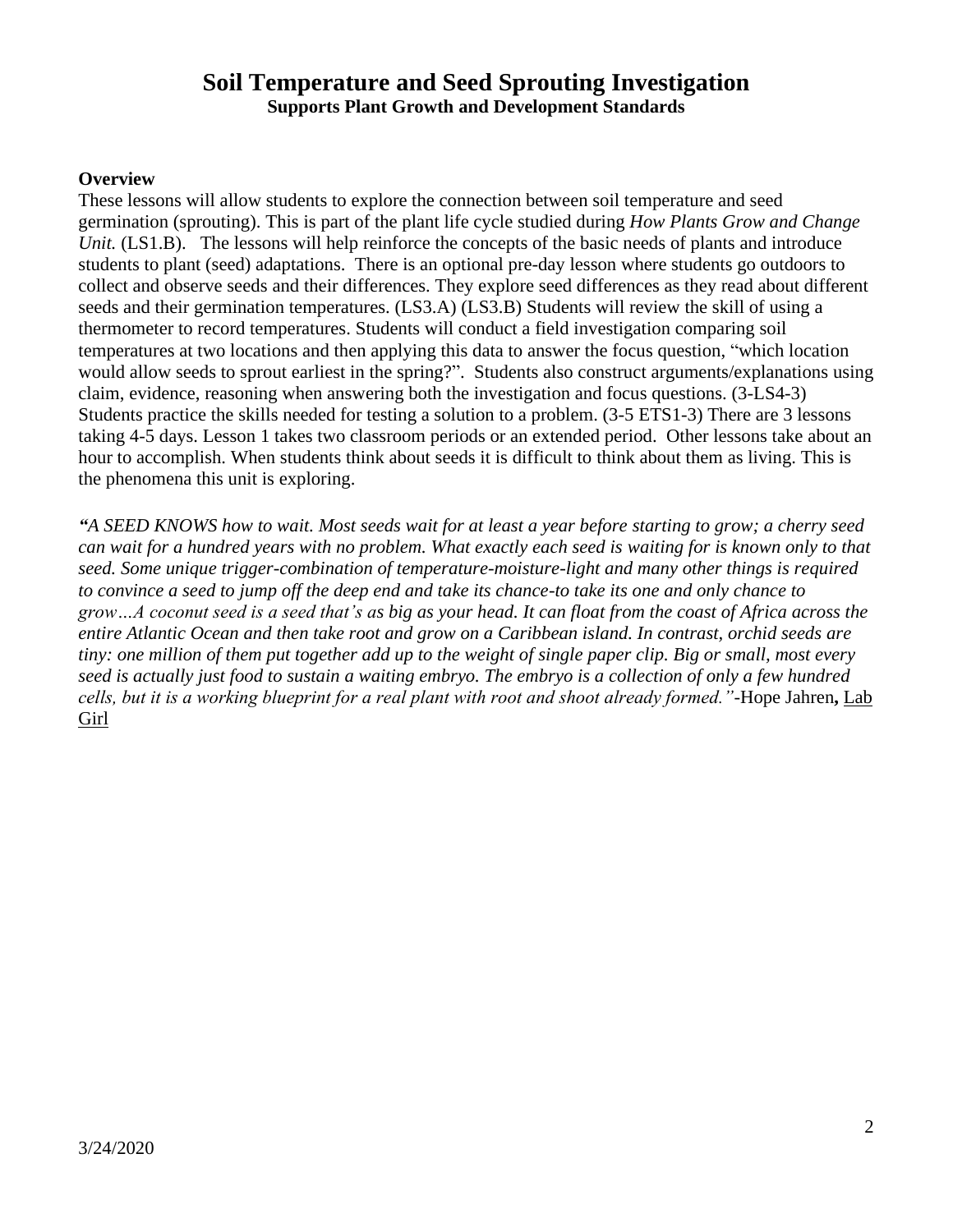# Soil Temperature and Seed Sprouting Investigation

**Supports Plant Growth and Development Standards**

**Overview**

These lessons will allow students to explore the connection between soil temperature and seed germination (sprouting). This is part of the plant life cycle studied during *How Plants Grow and Change Unit.* (LS1.B). The lessons will help reinforce the concepts of the basic needs of plants and introduce students to plant (seed) adaptations. There is an optional pre-day lesson where students go outdoors to collect and observe seeds and their differences. They explore seed differences as they read about different seeds and their germination temperatures. (LS3.A) (LS3.B) Students will review the skill of using a thermometer to record temperatures. Students will conduct a field investigation comparing soil temperatures at two locations and then applying this data to answer the focus question, "which location would allow seeds to sprout earliest in the spring?". Students also construct arguments/explanations using claim, evidence, reasoning when answering both the investigation and focus questions. (3-LS4-3) Students practice the skills needed for testing a solution to a problem. (3-5 ETS1-3) There are 3 lessons taking 4-5 days. Lesson 1 takes two classroom periods or an extended period. Other lessons take about an hour to accomplish. When students think about seeds it is difficult to think about them as living. This is the phenomena this unit is exploring.

*"A SEED KNOWS how to wait. Most seeds wait for at least a year before starting to grow; a cherry seed can wait for a hundred years with no problem. What exactly each seed is waiting for is known only to that seed. Some unique trigger-combination of temperature-moisture-light and many other things is required to convince a seed to jump off the deep end and take its chance-to take its one and only chance to grow…A coconut seed is a seed that's as big as your head. It can float from the coast of Africa across the entire Atlantic Ocean and then take root and grow on a Caribbean island. In contrast, orchid seeds are tiny: one million of them put together add up to the weight of single paper clip. Big or small, most every seed is actually just food to sustain a waiting embryo. The embryo is a collection of only a few hundred cells, but it is a working blueprint for a real plant with root and shoot already formed."*-Hope Jahren**,** Lab Girl

3/24/2020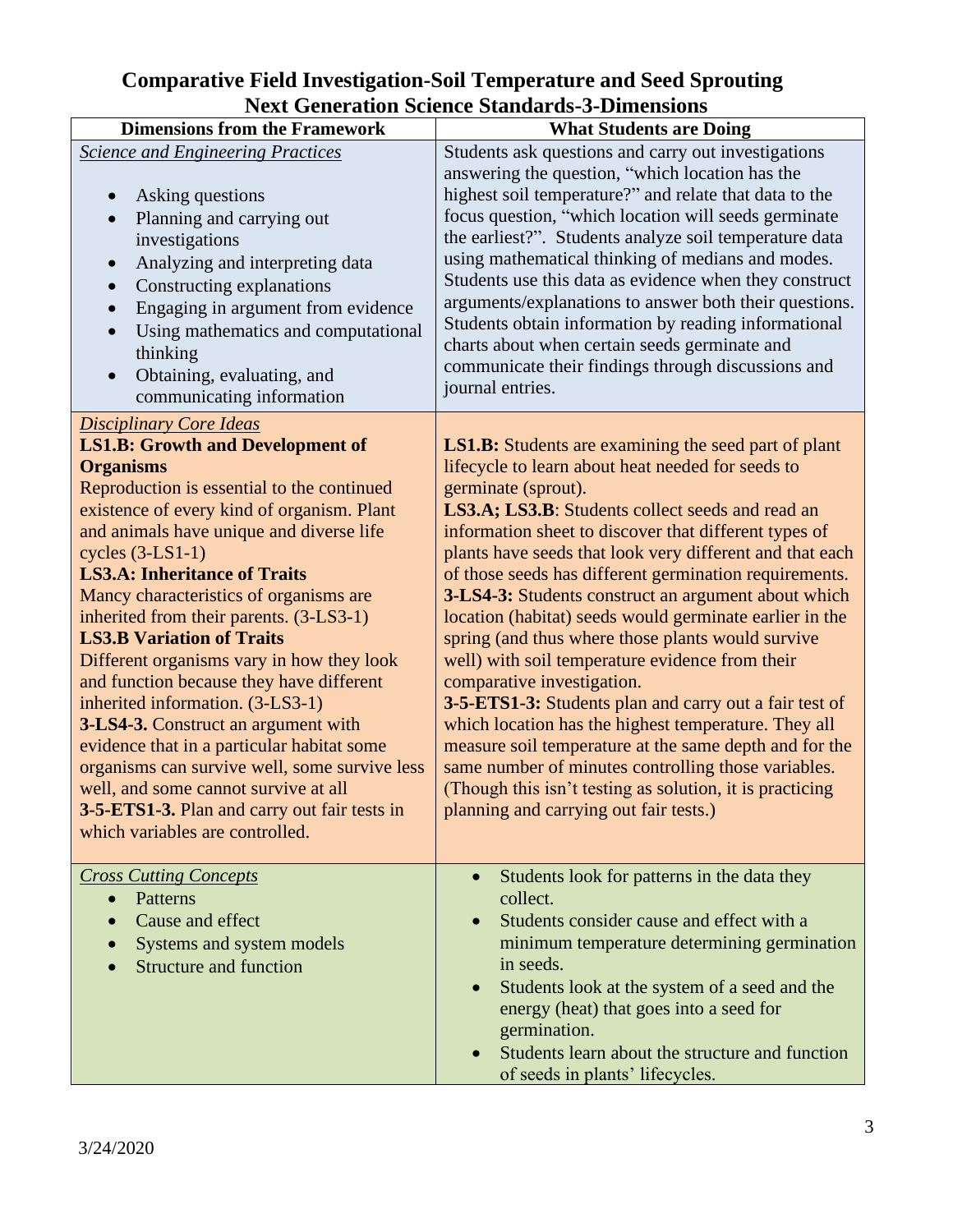# Comparative Field Investigation-Soil Temperature and Seed Sprouting

## Next Generation Science Standards-3-Dimensions

| Dimensions from the Framework | What Students are Doing |
|---|---|
| *<u>Science and Engineering Practices</u>*<br><br>• Asking questions<br>• Planning and carrying out investigations<br>• Analyzing and interpreting data<br>• Constructing explanations<br>• Engaging in argument from evidence<br>• Using mathematics and computational thinking<br>• Obtaining, evaluating, and communicating information | Students ask questions and carry out investigations answering the question, "which location has the highest soil temperature?" and relate that data to the focus question, "which location will seeds germinate the earliest?". Students analyze soil temperature data using mathematical thinking of medians and modes. Students use this data as evidence when they construct arguments/explanations to answer both their questions. Students obtain information by reading informational charts about when certain seeds germinate and communicate their findings through discussions and journal entries. |
| *<u>Disciplinary Core Ideas</u>*<br>**LS1.B: Growth and Development of Organisms**<br>Reproduction is essential to the continued existence of every kind of organism. Plant and animals have unique and diverse life cycles (3-LS1-1)<br>**LS3.A: Inheritance of Traits**<br>Mancy characteristics of organisms are inherited from their parents. (3-LS3-1)<br>**LS3.B Variation of Traits**<br>Different organisms vary in how they look and function because they have different inherited information. (3-LS3-1)<br>**3-LS4-3.** Construct an argument with evidence that in a particular habitat some organisms can survive well, some survive less well, and some cannot survive at all<br>**3-5-ETS1-3.** Plan and carry out fair tests in which variables are controlled. | **LS1.B:** Students are examining the seed part of plant lifecycle to learn about heat needed for seeds to germinate (sprout).<br>**LS3.A; LS3.B**: Students collect seeds and read an information sheet to discover that different types of plants have seeds that look very different and that each of those seeds has different germination requirements.<br>**3-LS4-3:** Students construct an argument about which location (habitat) seeds would germinate earlier in the spring (and thus where those plants would survive well) with soil temperature evidence from their comparative investigation.<br>**3-5-ETS1-3:** Students plan and carry out a fair test of which location has the highest temperature. They all measure soil temperature at the same depth and for the same number of minutes controlling those variables. (Though this isn't testing as solution, it is practicing planning and carrying out fair tests.) |
| *<u>Cross Cutting Concepts</u>*<br>• Patterns<br>• Cause and effect<br>• Systems and system models<br>• Structure and function | • Students look for patterns in the data they collect.<br>• Students consider cause and effect with a minimum temperature determining germination in seeds.<br>• Students look at the system of a seed and the energy (heat) that goes into a seed for germination.<br>• Students learn about the structure and function of seeds in plants' lifecycles. |

3/24/2020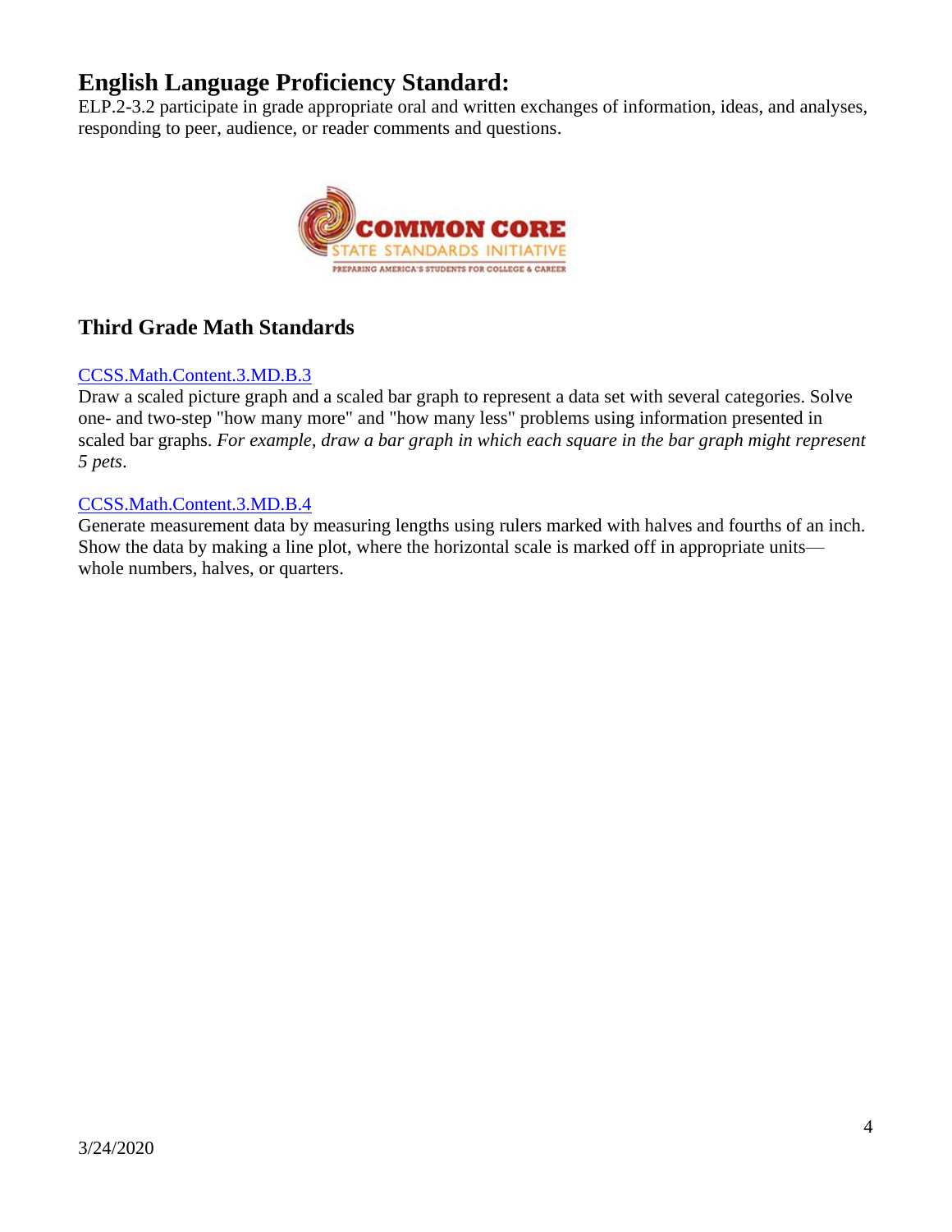## English Language Proficiency Standard:

ELP.2-3.2 participate in grade appropriate oral and written exchanges of information, ideas, and analyses, responding to peer, audience, or reader comments and questions.

### Third Grade Math Standards

CCSS.Math.Content.3.MD.B.3

Draw a scaled picture graph and a scaled bar graph to represent a data set with several categories. Solve one- and two-step "how many more" and "how many less" problems using information presented in scaled bar graphs. *For example, draw a bar graph in which each square in the bar graph might represent 5 pets*.

CCSS.Math.Content.3.MD.B.4

Generate measurement data by measuring lengths using rulers marked with halves and fourths of an inch. Show the data by making a line plot, where the horizontal scale is marked off in appropriate units—whole numbers, halves, or quarters.

3/24/2020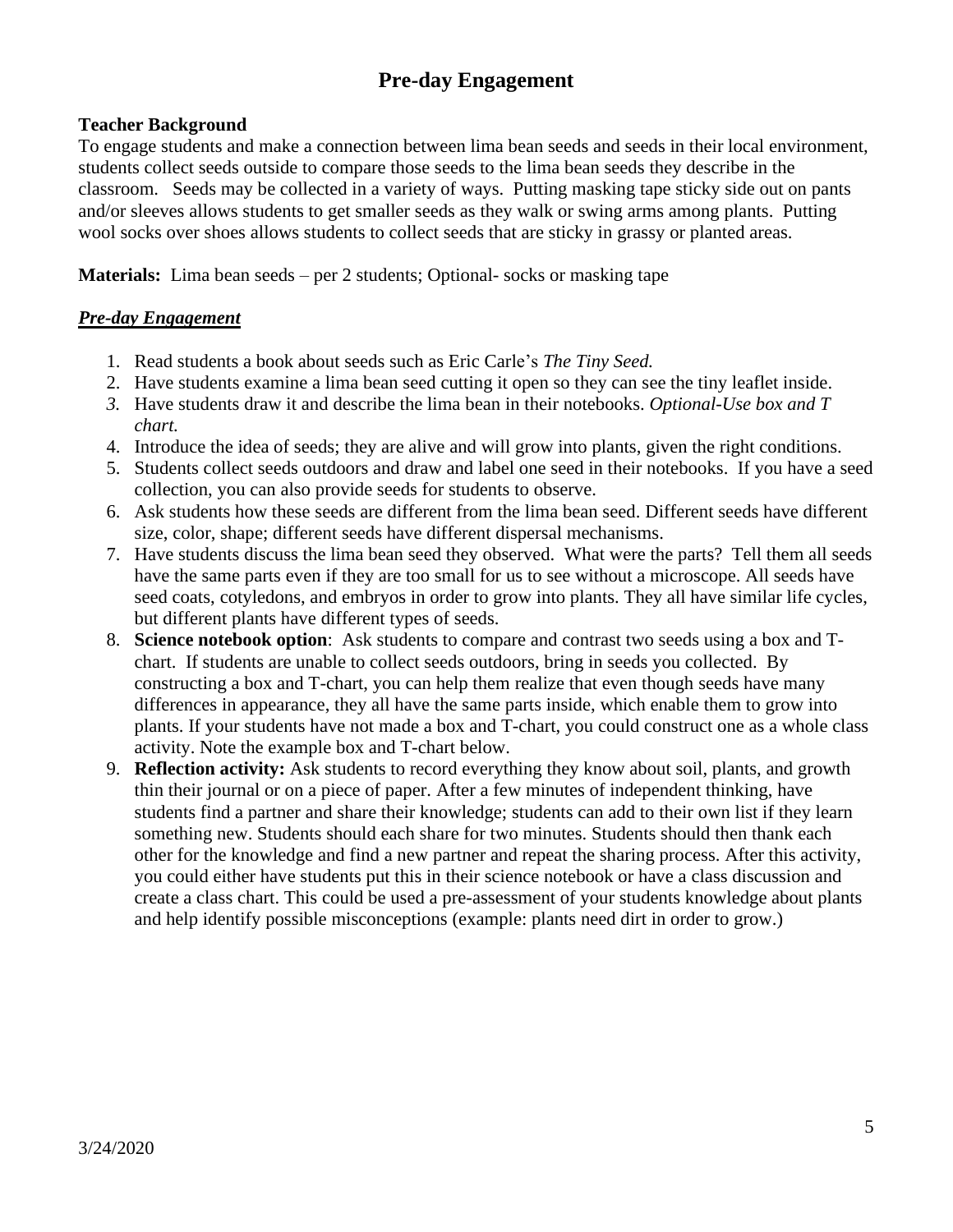# Pre-day Engagement

**Teacher Background**

To engage students and make a connection between lima bean seeds and seeds in their local environment, students collect seeds outside to compare those seeds to the lima bean seeds they describe in the classroom. Seeds may be collected in a variety of ways. Putting masking tape sticky side out on pants and/or sleeves allows students to get smaller seeds as they walk or swing arms among plants. Putting wool socks over shoes allows students to collect seeds that are sticky in grassy or planted areas.

**Materials:** Lima bean seeds – per 2 students; Optional- socks or masking tape

***Pre-day Engagement***

1. Read students a book about seeds such as Eric Carle's *The Tiny Seed.*
2. Have students examine a lima bean seed cutting it open so they can see the tiny leaflet inside.
3. Have students draw it and describe the lima bean in their notebooks. *Optional-Use box and T chart.*
4. Introduce the idea of seeds; they are alive and will grow into plants, given the right conditions.
5. Students collect seeds outdoors and draw and label one seed in their notebooks. If you have a seed collection, you can also provide seeds for students to observe.
6. Ask students how these seeds are different from the lima bean seed. Different seeds have different size, color, shape; different seeds have different dispersal mechanisms.
7. Have students discuss the lima bean seed they observed. What were the parts? Tell them all seeds have the same parts even if they are too small for us to see without a microscope. All seeds have seed coats, cotyledons, and embryos in order to grow into plants. They all have similar life cycles, but different plants have different types of seeds.
8. **Science notebook option**: Ask students to compare and contrast two seeds using a box and T-chart. If students are unable to collect seeds outdoors, bring in seeds you collected. By constructing a box and T-chart, you can help them realize that even though seeds have many differences in appearance, they all have the same parts inside, which enable them to grow into plants. If your students have not made a box and T-chart, you could construct one as a whole class activity. Note the example box and T-chart below.
9. **Reflection activity:** Ask students to record everything they know about soil, plants, and growth thin their journal or on a piece of paper. After a few minutes of independent thinking, have students find a partner and share their knowledge; students can add to their own list if they learn something new. Students should each share for two minutes. Students should then thank each other for the knowledge and find a new partner and repeat the sharing process. After this activity, you could either have students put this in their science notebook or have a class discussion and create a class chart. This could be used a pre-assessment of your students knowledge about plants and help identify possible misconceptions (example: plants need dirt in order to grow.)

3/24/2020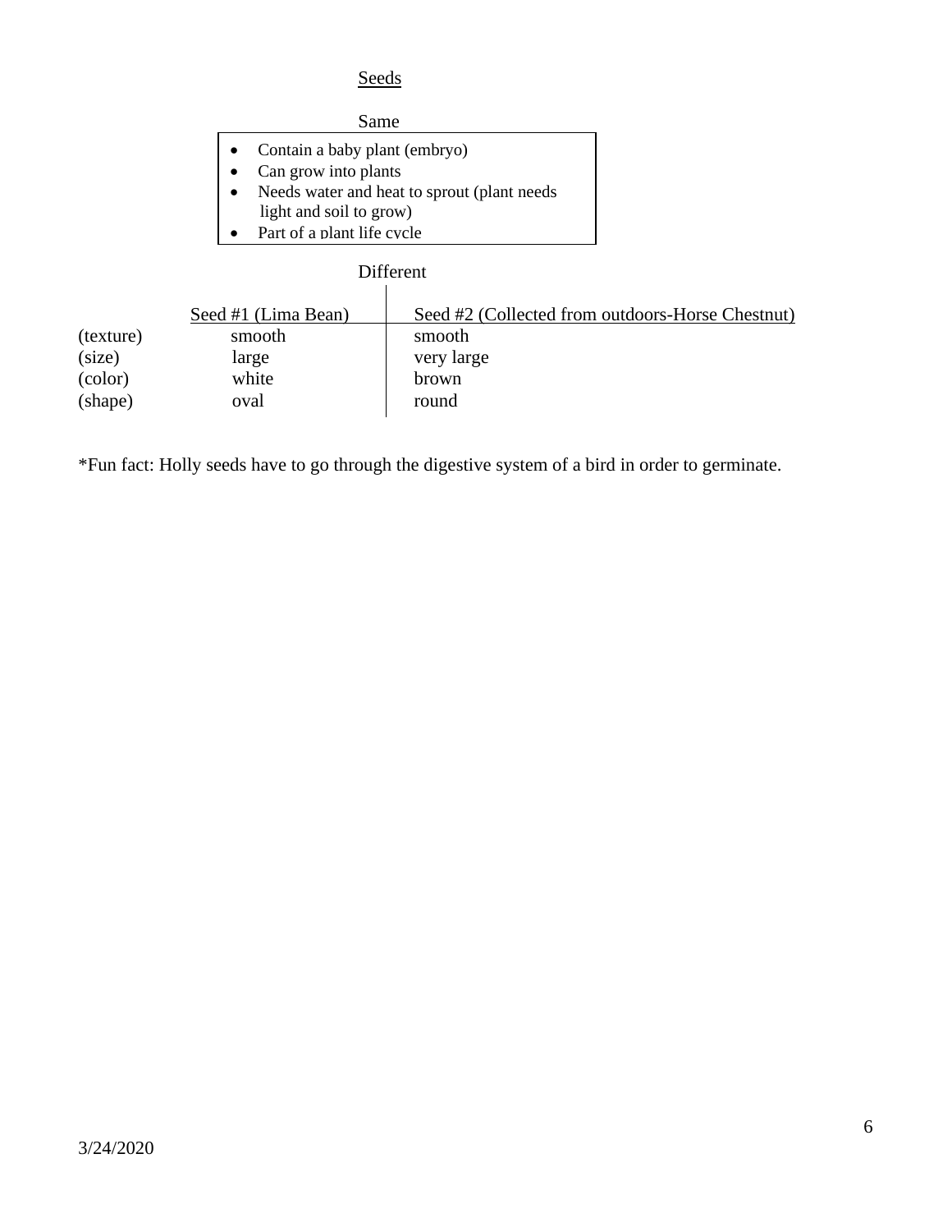## Seeds

### Same

- Contain a baby plant (embryo)
- Can grow into plants
- Needs water and heat to sprout (plant needs light and soil to grow)
- Part of a plant life cycle

### Different

| | Seed #1 (Lima Bean) | Seed #2 (Collected from outdoors-Horse Chestnut) |
|---|---|---|
| (texture) | smooth | smooth |
| (size) | large | very large |
| (color) | white | brown |
| (shape) | oval | round |

*Fun fact: Holly seeds have to go through the digestive system of a bird in order to germinate.

3/24/2020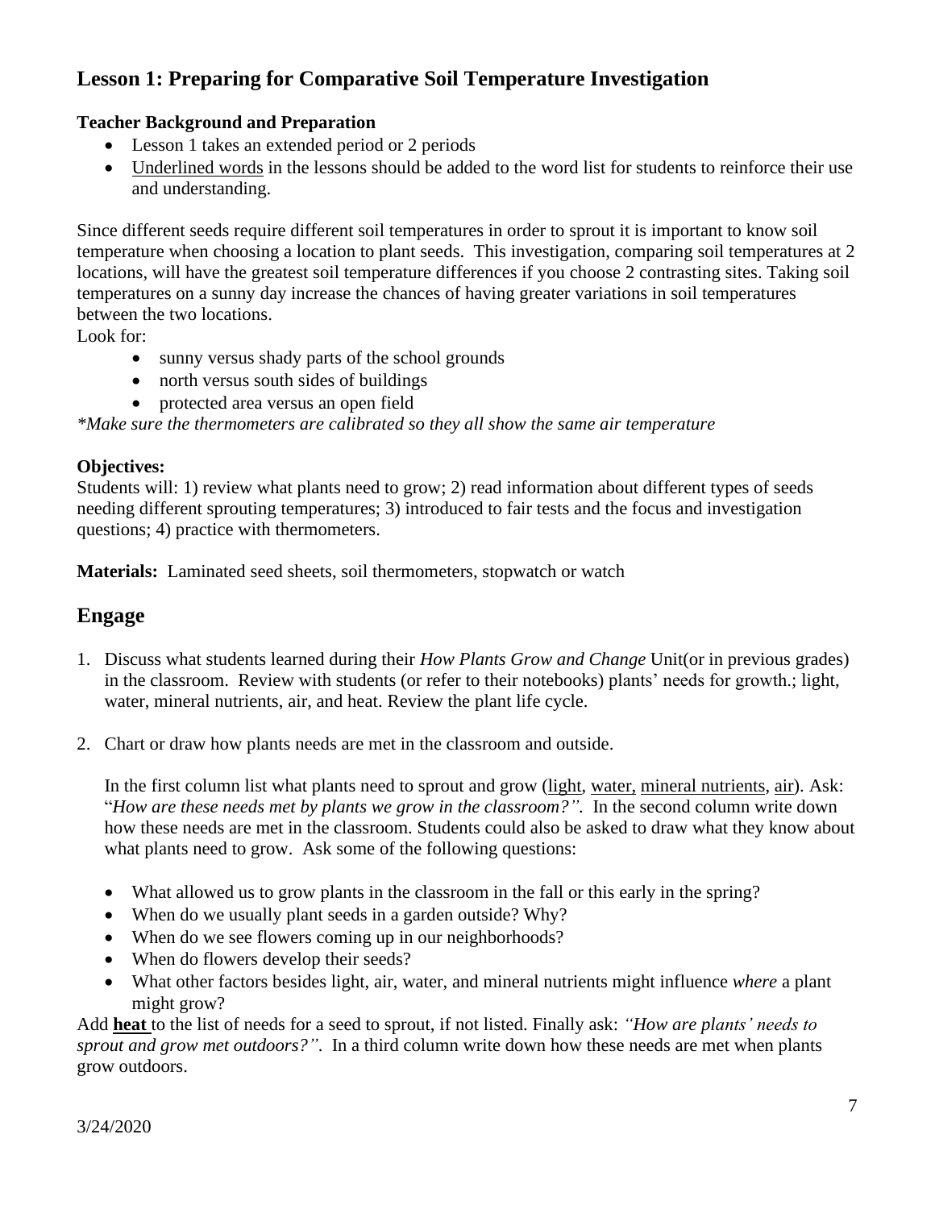## Lesson 1: Preparing for Comparative Soil Temperature Investigation

**Teacher Background and Preparation**

- Lesson 1 takes an extended period or 2 periods
- <u>Underlined words</u> in the lessons should be added to the word list for students to reinforce their use and understanding.

Since different seeds require different soil temperatures in order to sprout it is important to know soil temperature when choosing a location to plant seeds. This investigation, comparing soil temperatures at 2 locations, will have the greatest soil temperature differences if you choose 2 contrasting sites. Taking soil temperatures on a sunny day increase the chances of having greater variations in soil temperatures between the two locations.

Look for:

- sunny versus shady parts of the school grounds
- north versus south sides of buildings
- protected area versus an open field

*\*Make sure the thermometers are calibrated so they all show the same air temperature*

**Objectives:**
Students will: 1) review what plants need to grow; 2) read information about different types of seeds needing different sprouting temperatures; 3) introduced to fair tests and the focus and investigation questions; 4) practice with thermometers.

**Materials:** Laminated seed sheets, soil thermometers, stopwatch or watch

## Engage

1. Discuss what students learned during their *How Plants Grow and Change* Unit(or in previous grades) in the classroom. Review with students (or refer to their notebooks) plants' needs for growth.; light, water, mineral nutrients, air, and heat. Review the plant life cycle.

2. Chart or draw how plants needs are met in the classroom and outside.

   In the first column list what plants need to sprout and grow (<u>light</u>, <u>water,</u> <u>mineral nutrients</u>, <u>air</u>). Ask: "*How are these needs met by plants we grow in the classroom?".* In the second column write down how these needs are met in the classroom. Students could also be asked to draw what they know about what plants need to grow. Ask some of the following questions:

   - What allowed us to grow plants in the classroom in the fall or this early in the spring?
   - When do we usually plant seeds in a garden outside? Why?
   - When do we see flowers coming up in our neighborhoods?
   - When do flowers develop their seeds?
   - What other factors besides light, air, water, and mineral nutrients might influence *where* a plant might grow?

Add <u>**heat**</u> to the list of needs for a seed to sprout, if not listed. Finally ask: *"How are plants' needs to sprout and grow met outdoors?".* In a third column write down how these needs are met when plants grow outdoors.

3/24/2020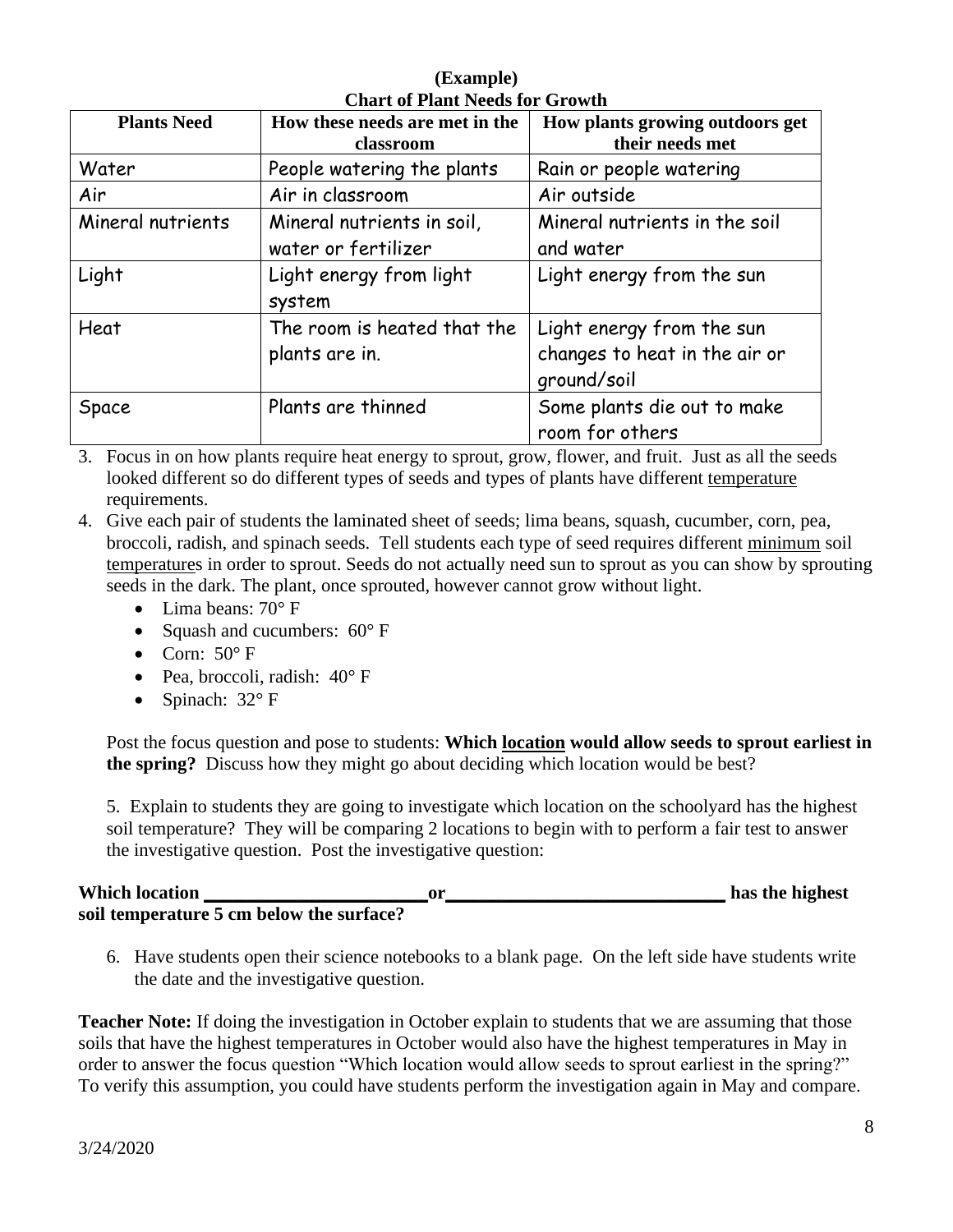**(Example)**
**Chart of Plant Needs for Growth**

| Plants Need | How these needs are met in the classroom | How plants growing outdoors get their needs met |
|---|---|---|
| Water | People watering the plants | Rain or people watering |
| Air | Air in classroom | Air outside |
| Mineral nutrients | Mineral nutrients in soil, water or fertilizer | Mineral nutrients in the soil and water |
| Light | Light energy from light system | Light energy from the sun |
| Heat | The room is heated that the plants are in. | Light energy from the sun changes to heat in the air or ground/soil |
| Space | Plants are thinned | Some plants die out to make room for others |

3. Focus in on how plants require heat energy to sprout, grow, flower, and fruit. Just as all the seeds looked different so do different types of seeds and types of plants have different <u>temperature</u> requirements.
4. Give each pair of students the laminated sheet of seeds; lima beans, squash, cucumber, corn, pea, broccoli, radish, and spinach seeds. Tell students each type of seed requires different <u>minimum</u> soil <u>temperature</u>s in order to sprout. Seeds do not actually need sun to sprout as you can show by sprouting seeds in the dark. The plant, once sprouted, however cannot grow without light.
   - Lima beans: 70° F
   - Squash and cucumbers: 60° F
   - Corn: 50° F
   - Pea, broccoli, radish: 40° F
   - Spinach: 32° F

   Post the focus question and pose to students: **Which <u>location</u> would allow seeds to sprout earliest in the spring?** Discuss how they might go about deciding which location would be best?

   5. Explain to students they are going to investigate which location on the schoolyard has the highest soil temperature? They will be comparing 2 locations to begin with to perform a fair test to answer the investigative question. Post the investigative question:

**Which location \_\_\_\_\_\_\_\_\_\_\_\_\_\_\_\_\_\_\_\_\_\_\_\_ or \_\_\_\_\_\_\_\_\_\_\_\_\_\_\_\_\_\_\_\_\_\_\_\_\_\_\_\_\_\_ has the highest soil temperature 5 cm below the surface?**

6. Have students open their science notebooks to a blank page. On the left side have students write the date and the investigative question.

**Teacher Note:** If doing the investigation in October explain to students that we are assuming that those soils that have the highest temperatures in October would also have the highest temperatures in May in order to answer the focus question "Which location would allow seeds to sprout earliest in the spring?" To verify this assumption, you could have students perform the investigation again in May and compare.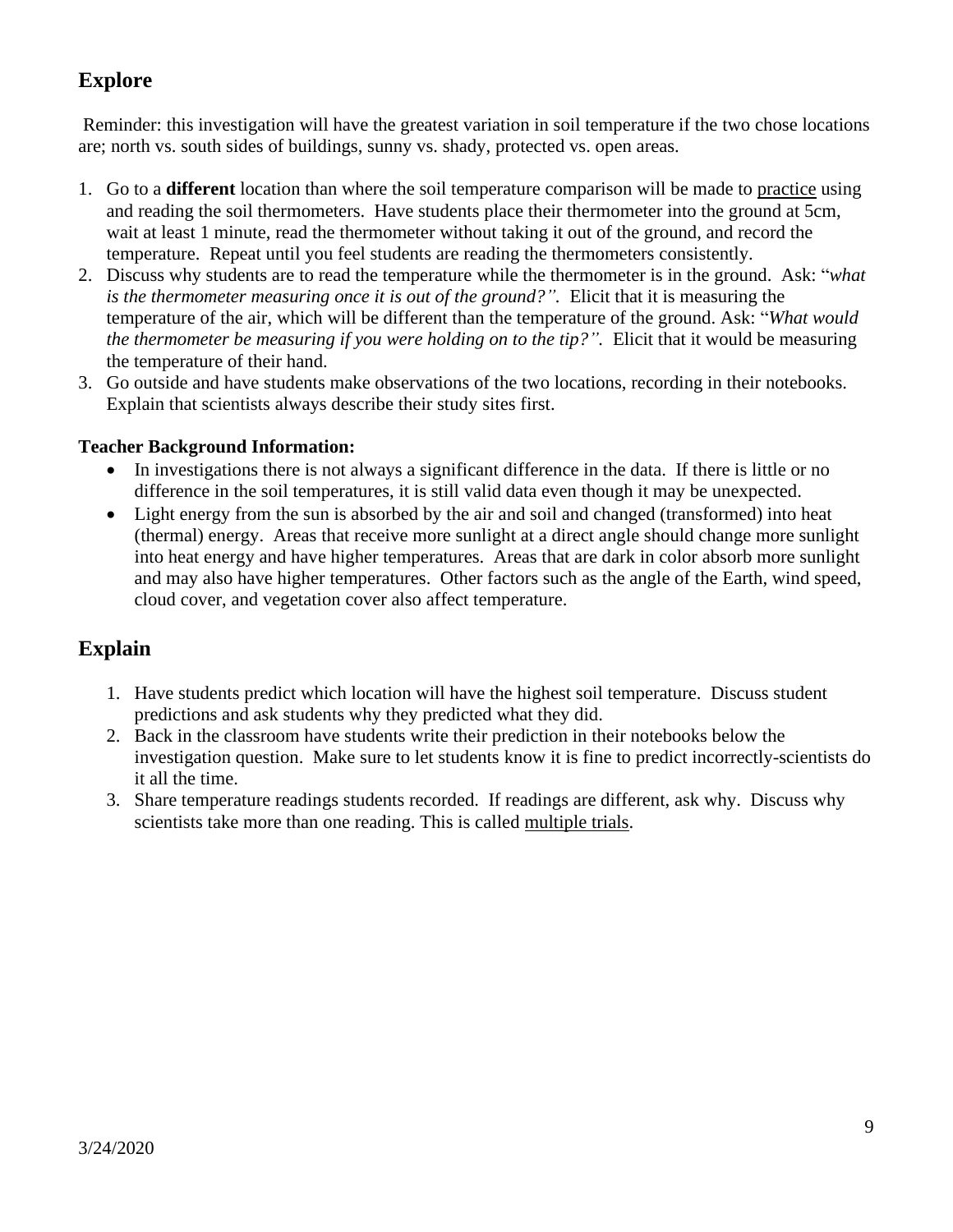## Explore

Reminder: this investigation will have the greatest variation in soil temperature if the two chose locations are; north vs. south sides of buildings, sunny vs. shady, protected vs. open areas.

1. Go to a **different** location than where the soil temperature comparison will be made to practice using and reading the soil thermometers. Have students place their thermometer into the ground at 5cm, wait at least 1 minute, read the thermometer without taking it out of the ground, and record the temperature. Repeat until you feel students are reading the thermometers consistently.
2. Discuss why students are to read the temperature while the thermometer is in the ground. Ask: "*what is the thermometer measuring once it is out of the ground?"*. Elicit that it is measuring the temperature of the air, which will be different than the temperature of the ground. Ask: "*What would the thermometer be measuring if you were holding on to the tip?"*. Elicit that it would be measuring the temperature of their hand.
3. Go outside and have students make observations of the two locations, recording in their notebooks. Explain that scientists always describe their study sites first.

**Teacher Background Information:**

- In investigations there is not always a significant difference in the data. If there is little or no difference in the soil temperatures, it is still valid data even though it may be unexpected.
- Light energy from the sun is absorbed by the air and soil and changed (transformed) into heat (thermal) energy. Areas that receive more sunlight at a direct angle should change more sunlight into heat energy and have higher temperatures. Areas that are dark in color absorb more sunlight and may also have higher temperatures. Other factors such as the angle of the Earth, wind speed, cloud cover, and vegetation cover also affect temperature.

## Explain

1. Have students predict which location will have the highest soil temperature. Discuss student predictions and ask students why they predicted what they did.
2. Back in the classroom have students write their prediction in their notebooks below the investigation question. Make sure to let students know it is fine to predict incorrectly-scientists do it all the time.
3. Share temperature readings students recorded. If readings are different, ask why. Discuss why scientists take more than one reading. This is called multiple trials.

3/24/2020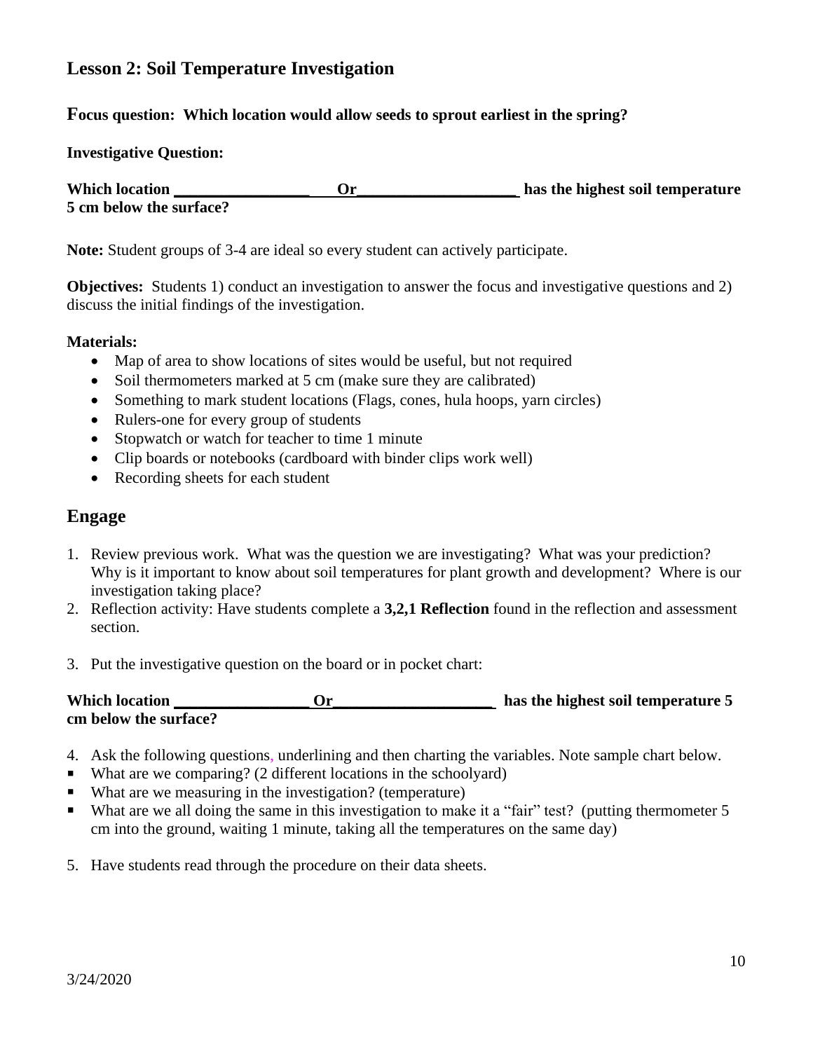## Lesson 2: Soil Temperature Investigation

**Focus question: Which location would allow seeds to sprout earliest in the spring?**

**Investigative Question:**

**Which location _________________ Or____________________ has the highest soil temperature 5 cm below the surface?**

**Note:** Student groups of 3-4 are ideal so every student can actively participate.

**Objectives:** Students 1) conduct an investigation to answer the focus and investigative questions and 2) discuss the initial findings of the investigation.

**Materials:**

- Map of area to show locations of sites would be useful, but not required
- Soil thermometers marked at 5 cm (make sure they are calibrated)
- Something to mark student locations (Flags, cones, hula hoops, yarn circles)
- Rulers-one for every group of students
- Stopwatch or watch for teacher to time 1 minute
- Clip boards or notebooks (cardboard with binder clips work well)
- Recording sheets for each student

## Engage

1. Review previous work. What was the question we are investigating? What was your prediction? Why is it important to know about soil temperatures for plant growth and development? Where is our investigation taking place?
2. Reflection activity: Have students complete a **3,2,1 Reflection** found in the reflection and assessment section.
3. Put the investigative question on the board or in pocket chart:

**Which location _________________ Or____________________ has the highest soil temperature 5 cm below the surface?**

4. Ask the following questions, underlining and then charting the variables. Note sample chart below.

- What are we comparing? (2 different locations in the schoolyard)
- What are we measuring in the investigation? (temperature)
- What are we all doing the same in this investigation to make it a "fair" test? (putting thermometer 5 cm into the ground, waiting 1 minute, taking all the temperatures on the same day)

5. Have students read through the procedure on their data sheets.

3/24/2020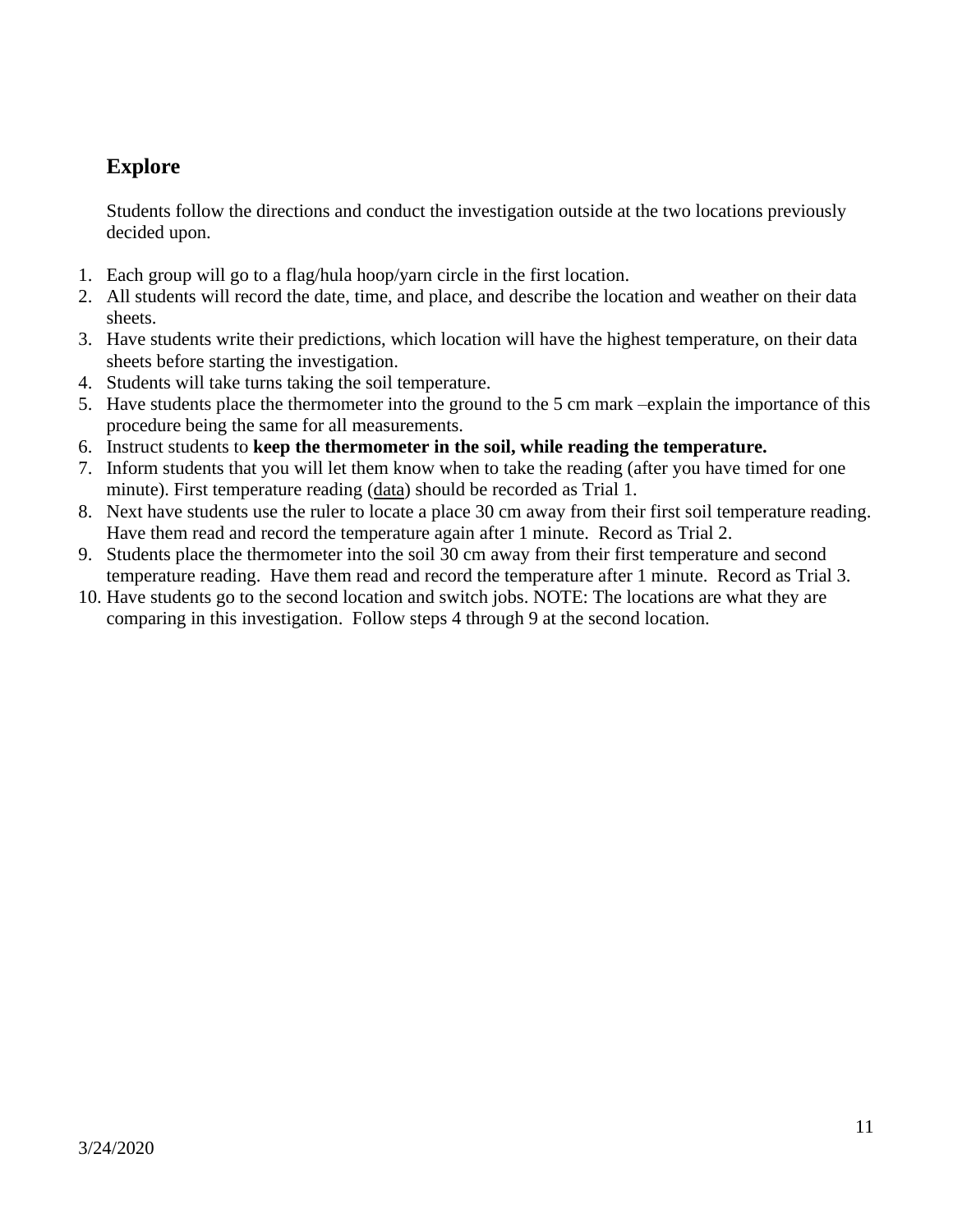## Explore

Students follow the directions and conduct the investigation outside at the two locations previously decided upon.

1. Each group will go to a flag/hula hoop/yarn circle in the first location.
2. All students will record the date, time, and place, and describe the location and weather on their data sheets.
3. Have students write their predictions, which location will have the highest temperature, on their data sheets before starting the investigation.
4. Students will take turns taking the soil temperature.
5. Have students place the thermometer into the ground to the 5 cm mark –explain the importance of this procedure being the same for all measurements.
6. Instruct students to **keep the thermometer in the soil, while reading the temperature.**
7. Inform students that you will let them know when to take the reading (after you have timed for one minute). First temperature reading (data) should be recorded as Trial 1.
8. Next have students use the ruler to locate a place 30 cm away from their first soil temperature reading. Have them read and record the temperature again after 1 minute. Record as Trial 2.
9. Students place the thermometer into the soil 30 cm away from their first temperature and second temperature reading. Have them read and record the temperature after 1 minute. Record as Trial 3.
10. Have students go to the second location and switch jobs. NOTE: The locations are what they are comparing in this investigation. Follow steps 4 through 9 at the second location.

3/24/2020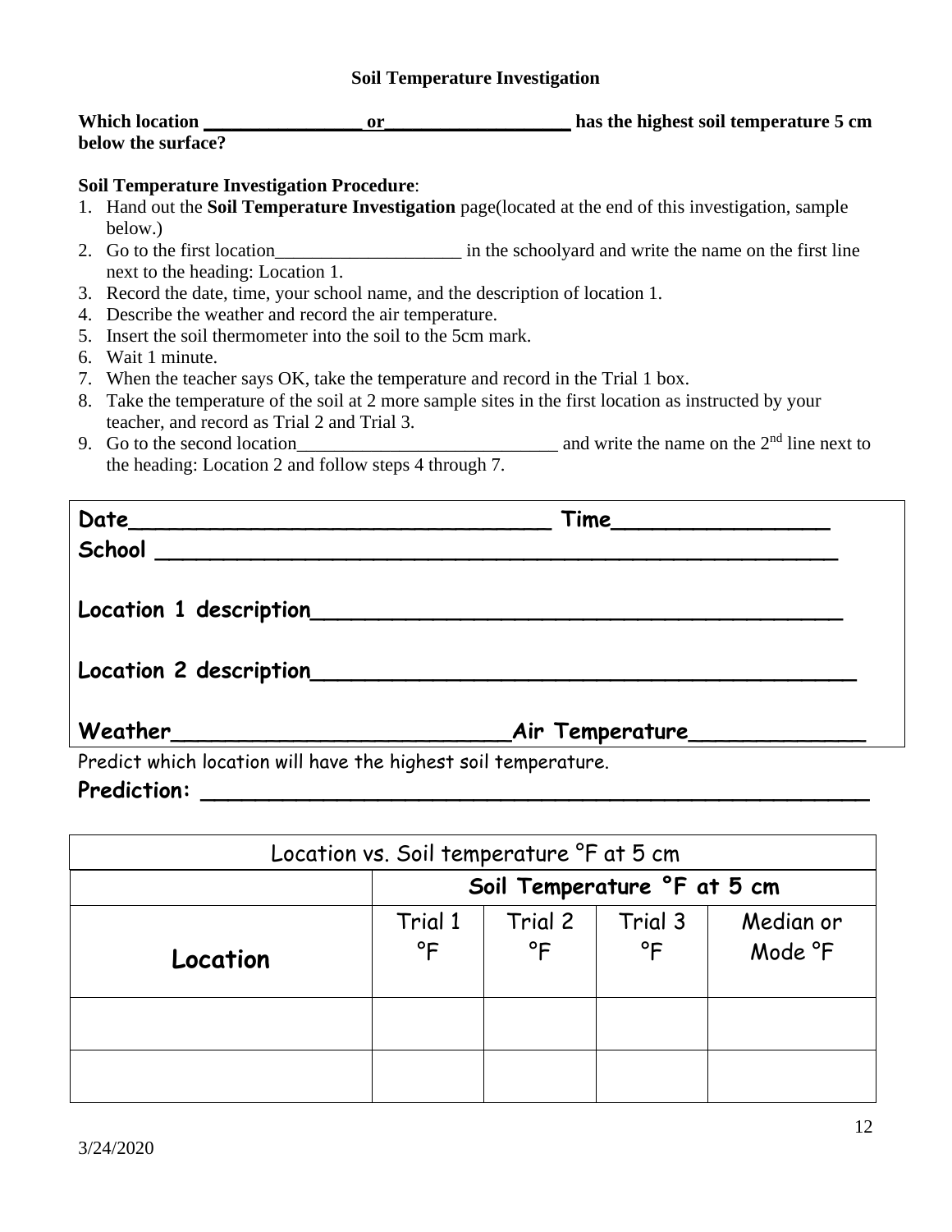## Soil Temperature Investigation

**Which location \_\_\_\_\_\_\_\_\_\_\_\_\_\_\_\_ or \_\_\_\_\_\_\_\_\_\_\_\_\_\_\_\_\_\_ has the highest soil temperature 5 cm below the surface?**

**Soil Temperature Investigation Procedure**:

1. Hand out the **Soil Temperature Investigation** page(located at the end of this investigation, sample below.)
2. Go to the first location\_\_\_\_\_\_\_\_\_\_\_\_\_\_\_\_\_\_\_\_ in the schoolyard and write the name on the first line next to the heading: Location 1.
3. Record the date, time, your school name, and the description of location 1.
4. Describe the weather and record the air temperature.
5. Insert the soil thermometer into the soil to the 5cm mark.
6. Wait 1 minute.
7. When the teacher says OK, take the temperature and record in the Trial 1 box.
8. Take the temperature of the soil at 2 more sample sites in the first location as instructed by your teacher, and record as Trial 2 and Trial 3.
9. Go to the second location\_\_\_\_\_\_\_\_\_\_\_\_\_\_\_\_\_\_\_\_\_\_\_\_\_\_\_\_ and write the name on the 2nd line next to the heading: Location 2 and follow steps 4 through 7.

**Date**\_\_\_\_\_\_\_\_\_\_\_\_\_\_\_\_\_\_\_\_\_\_\_\_\_\_\_\_\_\_\_\_ **Time**\_\_\_\_\_\_\_\_\_\_\_\_\_\_\_\_

**School** \_\_\_\_\_\_\_\_\_\_\_\_\_\_\_\_\_\_\_\_\_\_\_\_\_\_\_\_\_\_\_\_\_\_\_\_\_\_\_\_\_\_\_\_\_\_\_\_\_\_

**Location 1 description**\_\_\_\_\_\_\_\_\_\_\_\_\_\_\_\_\_\_\_\_\_\_\_\_\_\_\_\_\_\_\_\_\_\_\_\_\_\_\_

**Location 2 description**\_\_\_\_\_\_\_\_\_\_\_\_\_\_\_\_\_\_\_\_\_\_\_\_\_\_\_\_\_\_\_\_\_\_\_\_\_\_\_\_

**Weather**\_\_\_\_\_\_\_\_\_\_\_\_\_\_\_\_\_\_\_\_\_\_\_\_\_\_**Air Temperature**\_\_\_\_\_\_\_\_\_\_\_\_\_

Predict which location will have the highest soil temperature.

**Prediction:** \_\_\_\_\_\_\_\_\_\_\_\_\_\_\_\_\_\_\_\_\_\_\_\_\_\_\_\_\_\_\_\_\_\_\_\_\_\_\_\_\_\_\_\_\_\_\_\_\_\_

| Location vs. Soil temperature °F at 5 cm | | | | |
|---|---|---|---|---|
| | **Soil Temperature °F at 5 cm** | | | |
| **Location** | Trial 1 °F | Trial 2 °F | Trial 3 °F | Median or Mode °F |
| | | | | |
| | | | | |

3/24/2020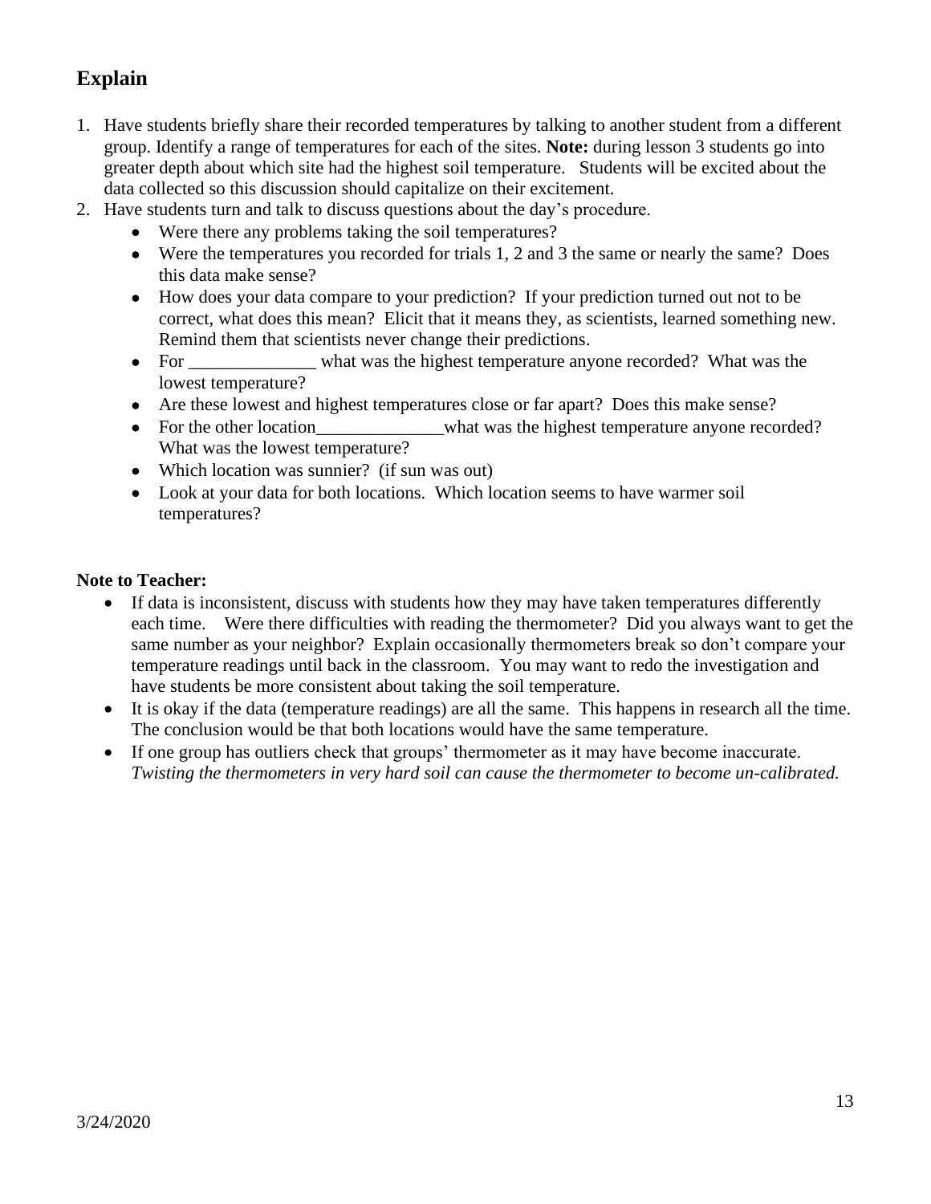## Explain

1. Have students briefly share their recorded temperatures by talking to another student from a different group. Identify a range of temperatures for each of the sites. **Note:** during lesson 3 students go into greater depth about which site had the highest soil temperature. Students will be excited about the data collected so this discussion should capitalize on their excitement.
2. Have students turn and talk to discuss questions about the day's procedure.
   - Were there any problems taking the soil temperatures?
   - Were the temperatures you recorded for trials 1, 2 and 3 the same or nearly the same? Does this data make sense?
   - How does your data compare to your prediction? If your prediction turned out not to be correct, what does this mean? Elicit that it means they, as scientists, learned something new. Remind them that scientists never change their predictions.
   - For ______________ what was the highest temperature anyone recorded? What was the lowest temperature?
   - Are these lowest and highest temperatures close or far apart? Does this make sense?
   - For the other location______________what was the highest temperature anyone recorded? What was the lowest temperature?
   - Which location was sunnier? (if sun was out)
   - Look at your data for both locations. Which location seems to have warmer soil temperatures?

**Note to Teacher:**

- If data is inconsistent, discuss with students how they may have taken temperatures differently each time. Were there difficulties with reading the thermometer? Did you always want to get the same number as your neighbor? Explain occasionally thermometers break so don't compare your temperature readings until back in the classroom. You may want to redo the investigation and have students be more consistent about taking the soil temperature.
- It is okay if the data (temperature readings) are all the same. This happens in research all the time. The conclusion would be that both locations would have the same temperature.
- If one group has outliers check that groups' thermometer as it may have become inaccurate. *Twisting the thermometers in very hard soil can cause the thermometer to become un-calibrated.*

3/24/2020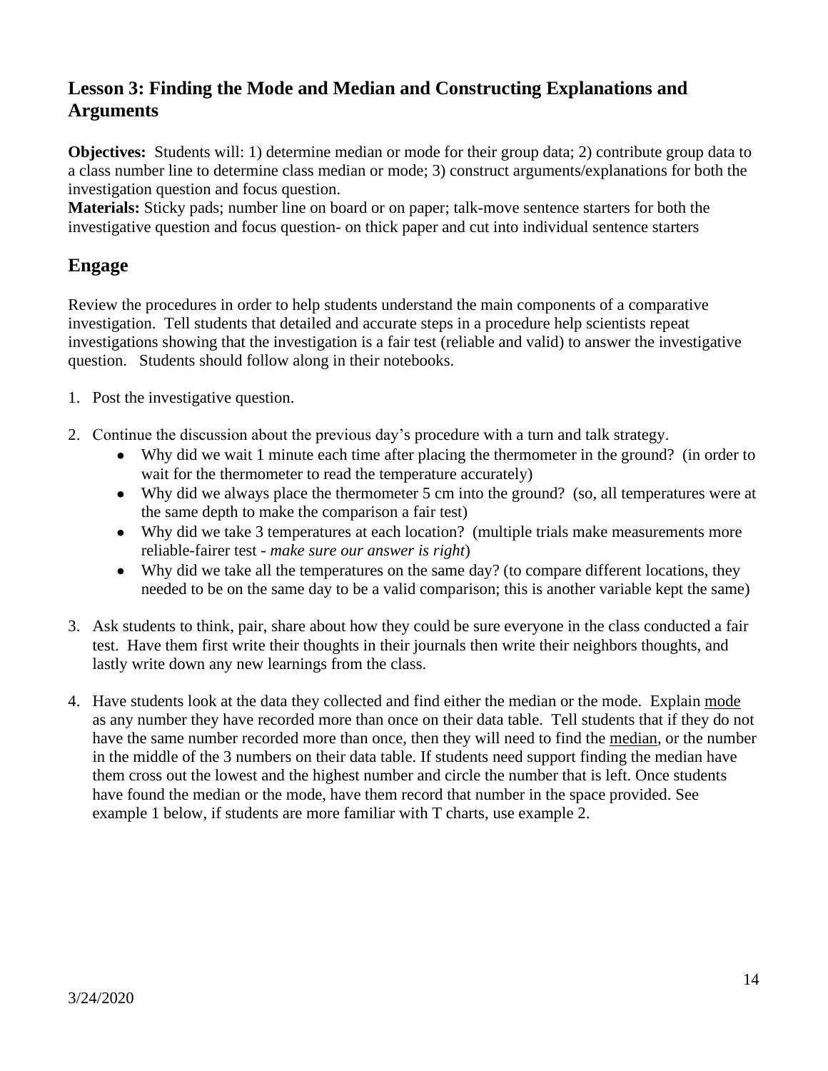## Lesson 3: Finding the Mode and Median and Constructing Explanations and Arguments

**Objectives:** Students will: 1) determine median or mode for their group data; 2) contribute group data to a class number line to determine class median or mode; 3) construct arguments/explanations for both the investigation question and focus question.

**Materials:** Sticky pads; number line on board or on paper; talk-move sentence starters for both the investigative question and focus question- on thick paper and cut into individual sentence starters

## Engage

Review the procedures in order to help students understand the main components of a comparative investigation. Tell students that detailed and accurate steps in a procedure help scientists repeat investigations showing that the investigation is a fair test (reliable and valid) to answer the investigative question. Students should follow along in their notebooks.

1. Post the investigative question.

2. Continue the discussion about the previous day's procedure with a turn and talk strategy.
   - Why did we wait 1 minute each time after placing the thermometer in the ground? (in order to wait for the thermometer to read the temperature accurately)
   - Why did we always place the thermometer 5 cm into the ground? (so, all temperatures were at the same depth to make the comparison a fair test)
   - Why did we take 3 temperatures at each location? (multiple trials make measurements more reliable-fairer test - *make sure our answer is right*)
   - Why did we take all the temperatures on the same day? (to compare different locations, they needed to be on the same day to be a valid comparison; this is another variable kept the same)

3. Ask students to think, pair, share about how they could be sure everyone in the class conducted a fair test. Have them first write their thoughts in their journals then write their neighbors thoughts, and lastly write down any new learnings from the class.

4. Have students look at the data they collected and find either the median or the mode. Explain <u>mode</u> as any number they have recorded more than once on their data table. Tell students that if they do not have the same number recorded more than once, then they will need to find the <u>median</u>, or the number in the middle of the 3 numbers on their data table. If students need support finding the median have them cross out the lowest and the highest number and circle the number that is left. Once students have found the median or the mode, have them record that number in the space provided. See example 1 below, if students are more familiar with T charts, use example 2.

3/24/2020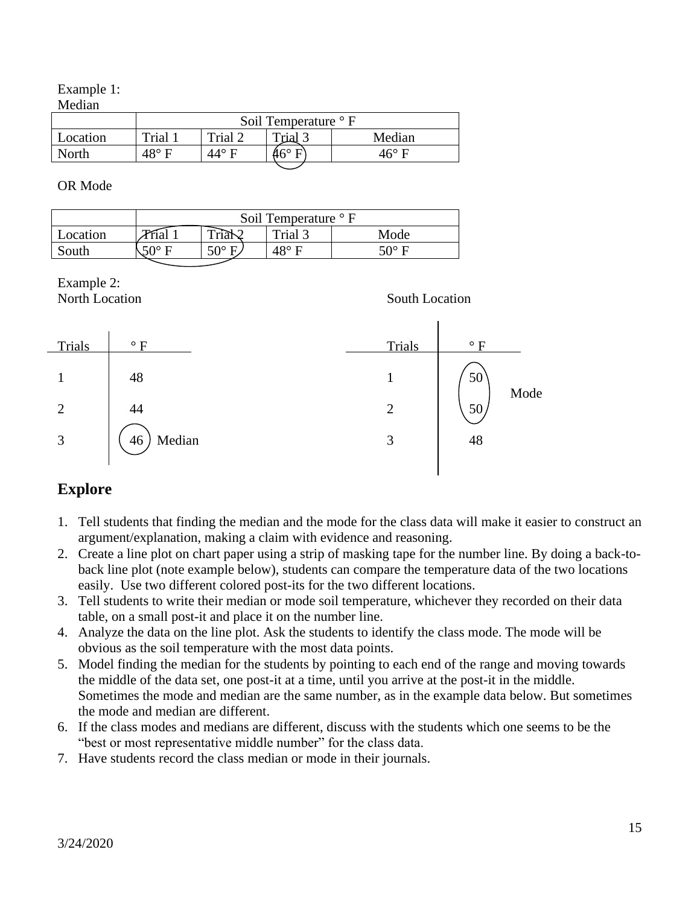Example 1:
Median

| | Soil Temperature ° F | | | |
|---|---|---|---|---|
| Location | Trial 1 | Trial 2 | Trial 3 | Median |
| North | 48° F | 44° F | 46° F | 46° F |

OR Mode

| | Soil Temperature ° F | | | |
|---|---|---|---|---|
| Location | Trial 1 | Trial 2 | Trial 3 | Mode |
| South | 50° F | 50° F | 48° F | 50° F |

Example 2:

North Location

| Trials | ° F |
|---|---|
| 1 | 48 |
| 2 | 44 |
| 3 | 46 Median |

South Location

| Trials | ° F |
|---|---|
| 1 | 50 Mode |
| 2 | 50 Mode |
| 3 | 48 |

## Explore

1. Tell students that finding the median and the mode for the class data will make it easier to construct an argument/explanation, making a claim with evidence and reasoning.
2. Create a line plot on chart paper using a strip of masking tape for the number line. By doing a back-to-back line plot (note example below), students can compare the temperature data of the two locations easily. Use two different colored post-its for the two different locations.
3. Tell students to write their median or mode soil temperature, whichever they recorded on their data table, on a small post-it and place it on the number line.
4. Analyze the data on the line plot. Ask the students to identify the class mode. The mode will be obvious as the soil temperature with the most data points.
5. Model finding the median for the students by pointing to each end of the range and moving towards the middle of the data set, one post-it at a time, until you arrive at the post-it in the middle. Sometimes the mode and median are the same number, as in the example data below. But sometimes the mode and median are different.
6. If the class modes and medians are different, discuss with the students which one seems to be the "best or most representative middle number" for the class data.
7. Have students record the class median or mode in their journals.

3/24/2020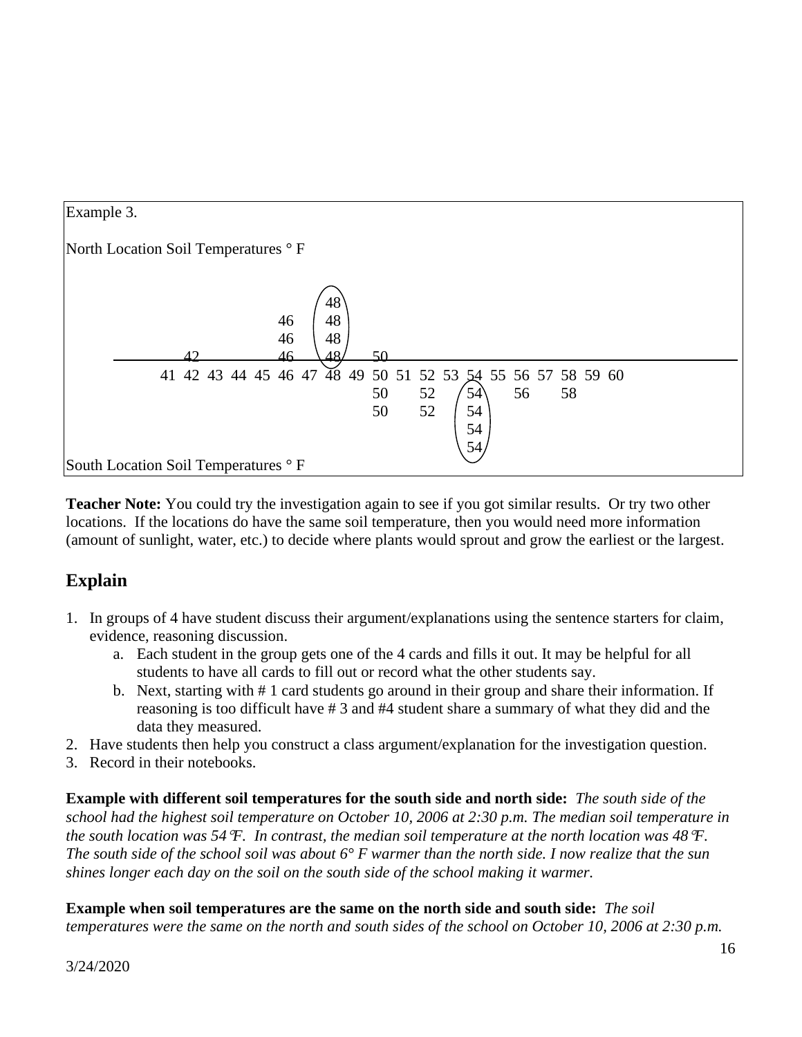Example 3.

North Location Soil Temperatures ° F

```
                         (48)
                   46    (48)
                   46    (48)
      42           46    (48)     50
---------------------------------------------------------------------
   41 42 43 44 45 46 47 48 49 50 51 52 53 54 55 56 57 58 59 60
                              50    52   (54)   56    58
                              50    52   (54)
                                         (54)
                                         (54)
```

South Location Soil Temperatures ° F

**Teacher Note:** You could try the investigation again to see if you got similar results. Or try two other locations. If the locations do have the same soil temperature, then you would need more information (amount of sunlight, water, etc.) to decide where plants would sprout and grow the earliest or the largest.

## Explain

1. In groups of 4 have student discuss their argument/explanations using the sentence starters for claim, evidence, reasoning discussion.
   a. Each student in the group gets one of the 4 cards and fills it out. It may be helpful for all students to have all cards to fill out or record what the other students say.
   b. Next, starting with # 1 card students go around in their group and share their information. If reasoning is too difficult have # 3 and #4 student share a summary of what they did and the data they measured.
2. Have students then help you construct a class argument/explanation for the investigation question.
3. Record in their notebooks.

**Example with different soil temperatures for the south side and north side:** *The south side of the school had the highest soil temperature on October 10, 2006 at 2:30 p.m. The median soil temperature in the south location was 54°F. In contrast, the median soil temperature at the north location was 48°F. The south side of the school soil was about 6° F warmer than the north side. I now realize that the sun shines longer each day on the soil on the south side of the school making it warmer.*

**Example when soil temperatures are the same on the north side and south side:** *The soil temperatures were the same on the north and south sides of the school on October 10, 2006 at 2:30 p.m.*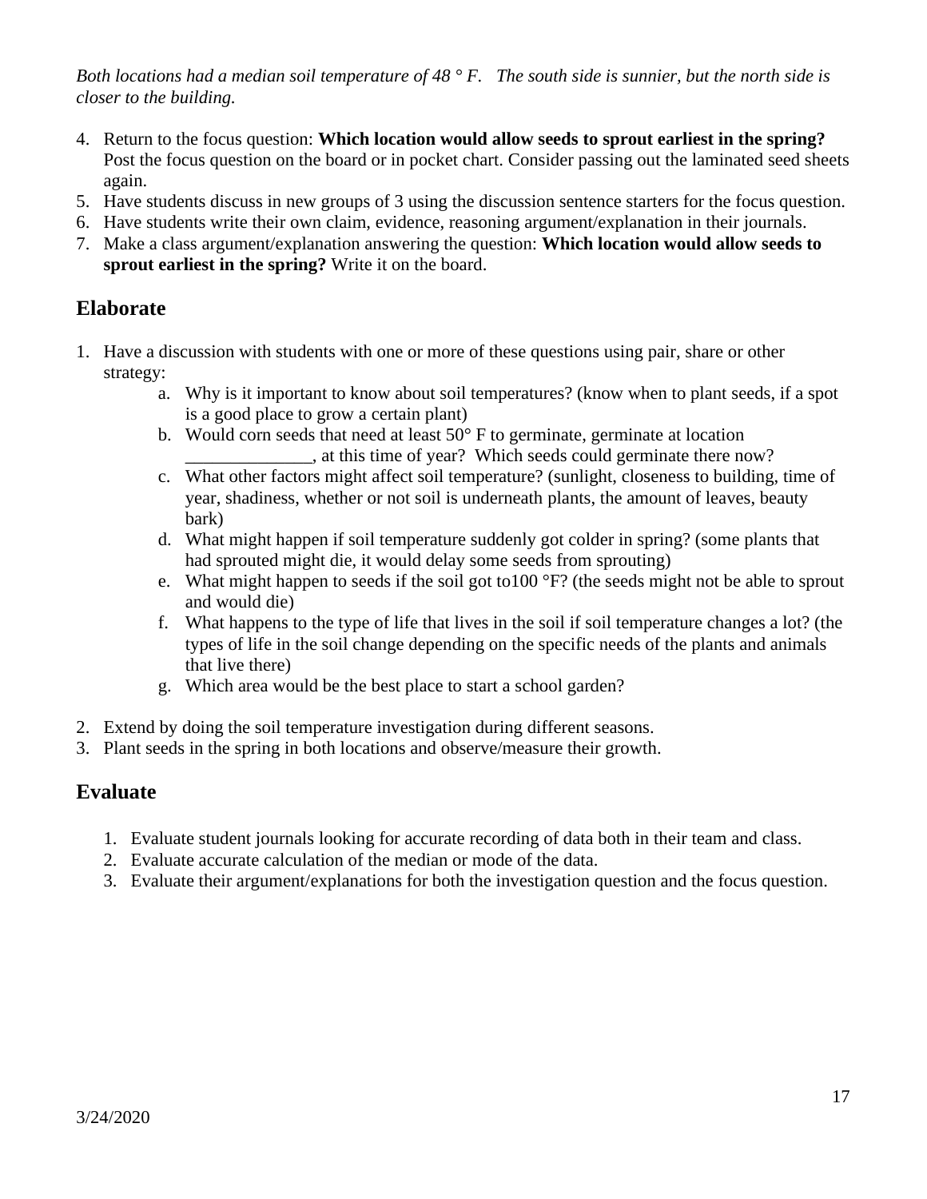*Both locations had a median soil temperature of 48 ° F.   The south side is sunnier, but the north side is closer to the building.*

4. Return to the focus question: **Which location would allow seeds to sprout earliest in the spring?** Post the focus question on the board or in pocket chart. Consider passing out the laminated seed sheets again.
5. Have students discuss in new groups of 3 using the discussion sentence starters for the focus question.
6. Have students write their own claim, evidence, reasoning argument/explanation in their journals.
7. Make a class argument/explanation answering the question: **Which location would allow seeds to sprout earliest in the spring?** Write it on the board.

## Elaborate

1. Have a discussion with students with one or more of these questions using pair, share or other strategy:
   a. Why is it important to know about soil temperatures? (know when to plant seeds, if a spot is a good place to grow a certain plant)
   b. Would corn seeds that need at least 50° F to germinate, germinate at location ______________, at this time of year? Which seeds could germinate there now?
   c. What other factors might affect soil temperature? (sunlight, closeness to building, time of year, shadiness, whether or not soil is underneath plants, the amount of leaves, beauty bark)
   d. What might happen if soil temperature suddenly got colder in spring? (some plants that had sprouted might die, it would delay some seeds from sprouting)
   e. What might happen to seeds if the soil got to100 °F? (the seeds might not be able to sprout and would die)
   f. What happens to the type of life that lives in the soil if soil temperature changes a lot? (the types of life in the soil change depending on the specific needs of the plants and animals that live there)
   g. Which area would be the best place to start a school garden?
2. Extend by doing the soil temperature investigation during different seasons.
3. Plant seeds in the spring in both locations and observe/measure their growth.

## Evaluate

1. Evaluate student journals looking for accurate recording of data both in their team and class.
2. Evaluate accurate calculation of the median or mode of the data.
3. Evaluate their argument/explanations for both the investigation question and the focus question.

3/24/2020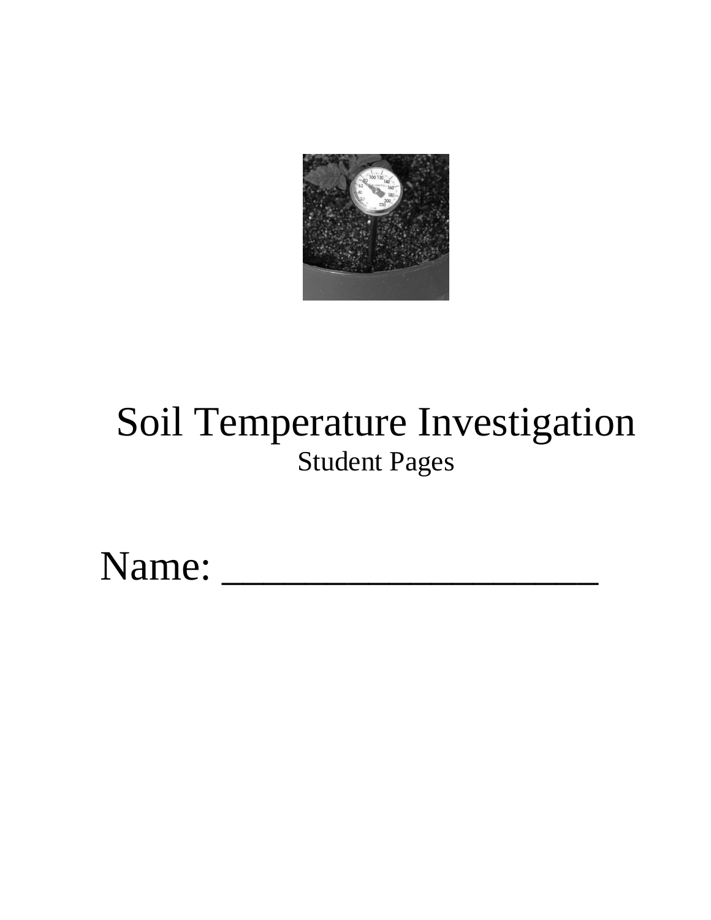# Soil Temperature Investigation

Student Pages

Name: ____________________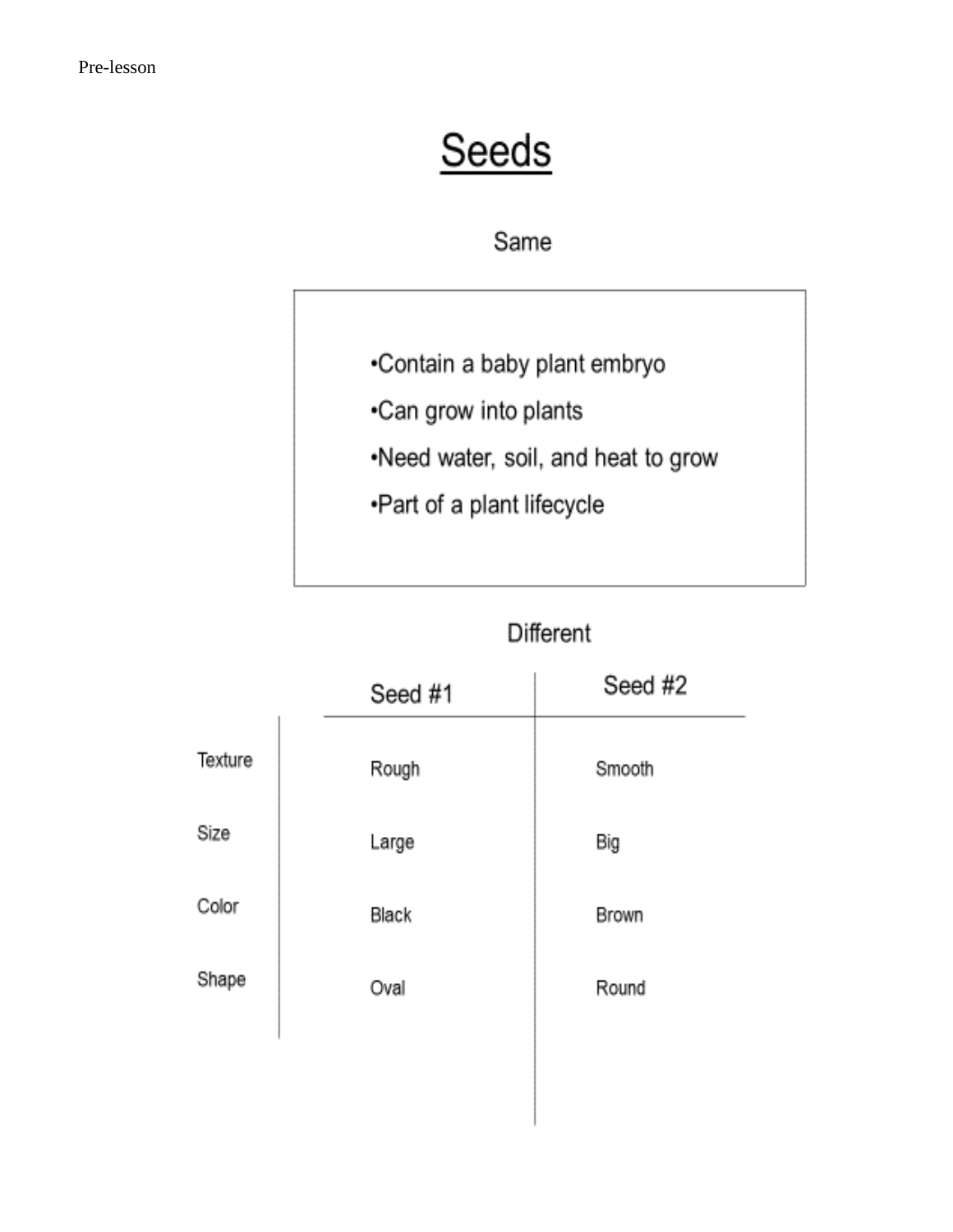Pre-lesson

# Seeds

Same

- Contain a baby plant embryo
- Can grow into plants
- Need water, soil, and heat to grow
- Part of a plant lifecycle

Different

| | Seed #1 | Seed #2 |
|---|---|---|
| Texture | Rough | Smooth |
| Size | Large | Big |
| Color | Black | Brown |
| Shape | Oval | Round |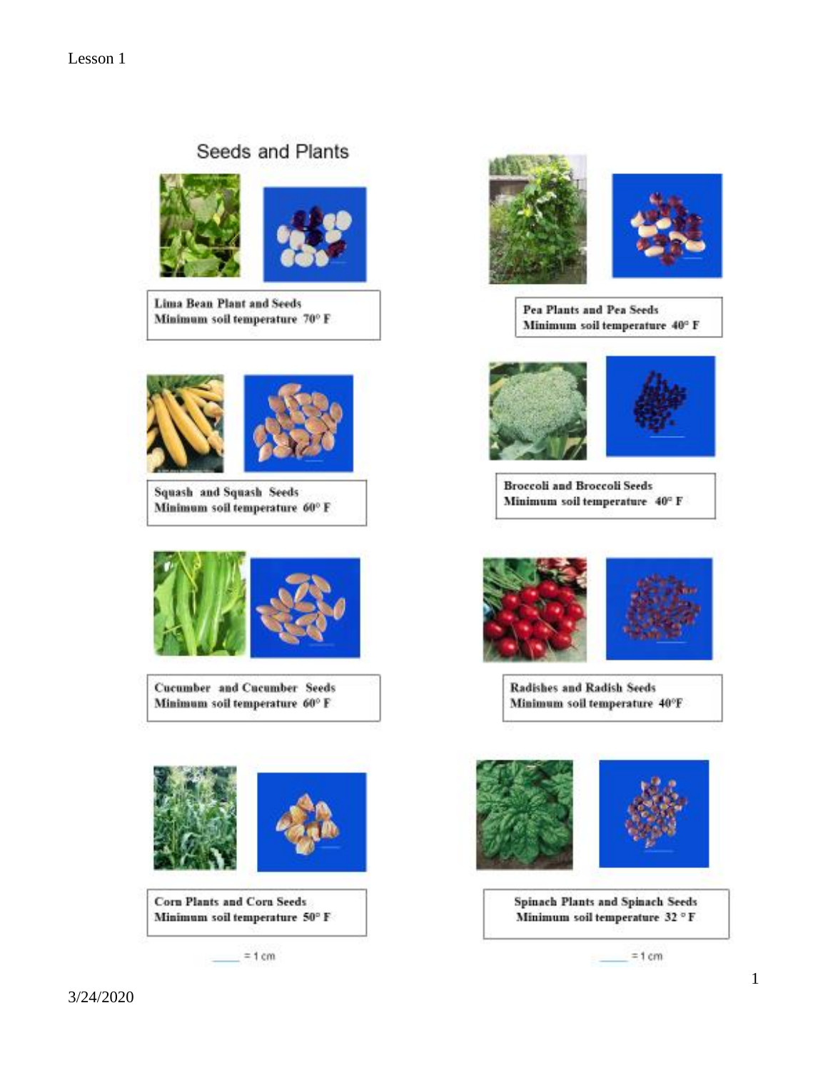Lesson 1

# Seeds and Plants

**Lima Bean Plant and Seeds**
**Minimum soil temperature 70° F**

**Squash and Squash Seeds**
**Minimum soil temperature 60° F**

**Cucumber and Cucumber Seeds**
**Minimum soil temperature 60° F**

**Corn Plants and Corn Seeds**
**Minimum soil temperature 50° F**

____ = 1 cm

**Pea Plants and Pea Seeds**
**Minimum soil temperature 40° F**

**Broccoli and Broccoli Seeds**
**Minimum soil temperature 40° F**

**Radishes and Radish Seeds**
**Minimum soil temperature 40°F**

**Spinach Plants and Spinach Seeds**
**Minimum soil temperature 32 ° F**

____ = 1 cm

3/24/2020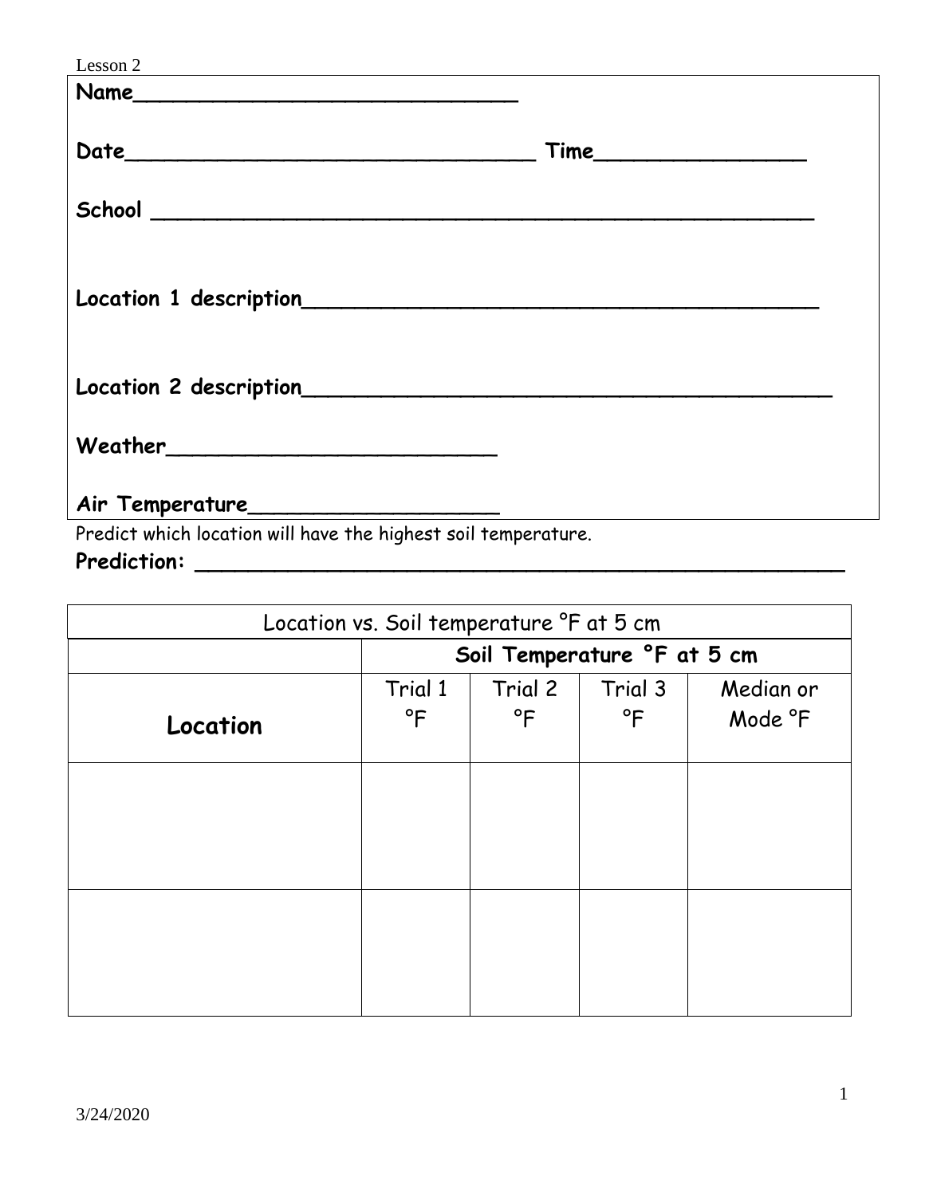Lesson 2

**Name______________________________**

**Date________________________________ Time________________**

**School ____________________________________________________**

**Location 1 description________________________________________**

**Location 2 description_________________________________________**

**Weather__________________________**

**Air Temperature___________________**

Predict which location will have the highest soil temperature.

**Prediction: ______________________________________________________**

| Location vs. Soil temperature °F at 5 cm | | | | |
|---|---|---|---|---|
| | **Soil Temperature °F at 5 cm** | | | |
| **Location** | Trial 1 °F | Trial 2 °F | Trial 3 °F | Median or Mode °F |
| | | | | |
| | | | | |

3/24/2020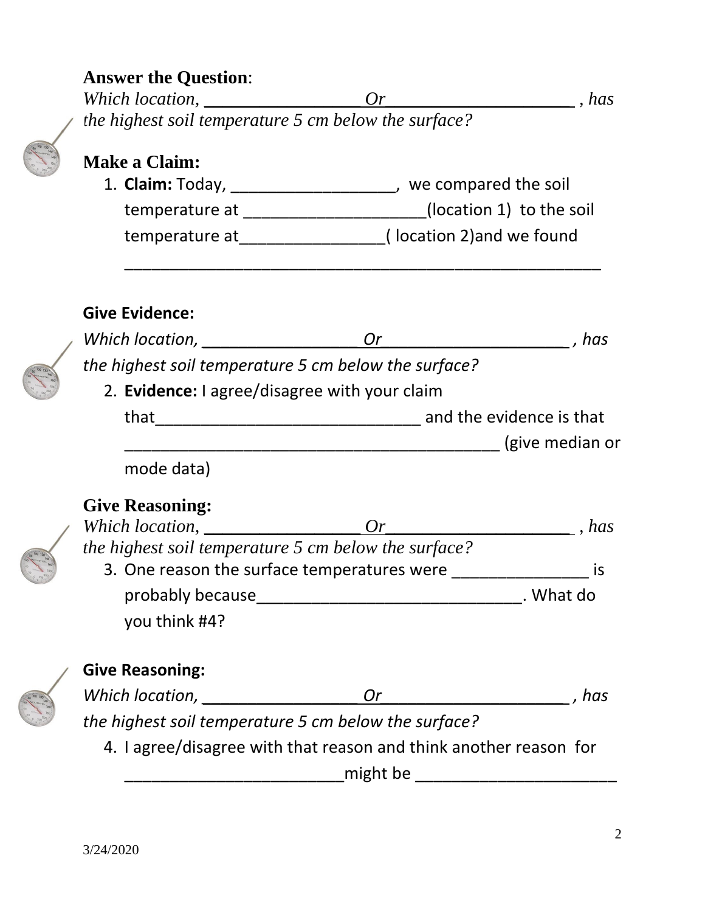**Answer the Question**:

*Which location, __________________ Or_____________________ , has the highest soil temperature 5 cm below the surface?*

**Make a Claim:**

1. **Claim:** Today, __________________, we compared the soil temperature at ____________________(location 1) to the soil temperature at________________( location 2)and we found ______________________________________________________

**Give Evidence:**

*Which location, __________________ Or_____________________ , has the highest soil temperature 5 cm below the surface?*

2. **Evidence:** I agree/disagree with your claim that______________________________ and the evidence is that __________________________________________ (give median or mode data)

**Give Reasoning:**

*Which location, __________________ Or_____________________ , has the highest soil temperature 5 cm below the surface?*

3. One reason the surface temperatures were _______________ is probably because______________________________. What do you think #4?

**Give Reasoning:**

*Which location, __________________ Or_____________________ , has the highest soil temperature 5 cm below the surface?*

4. I agree/disagree with that reason and think another reason for ________________________might be ______________________

3/24/2020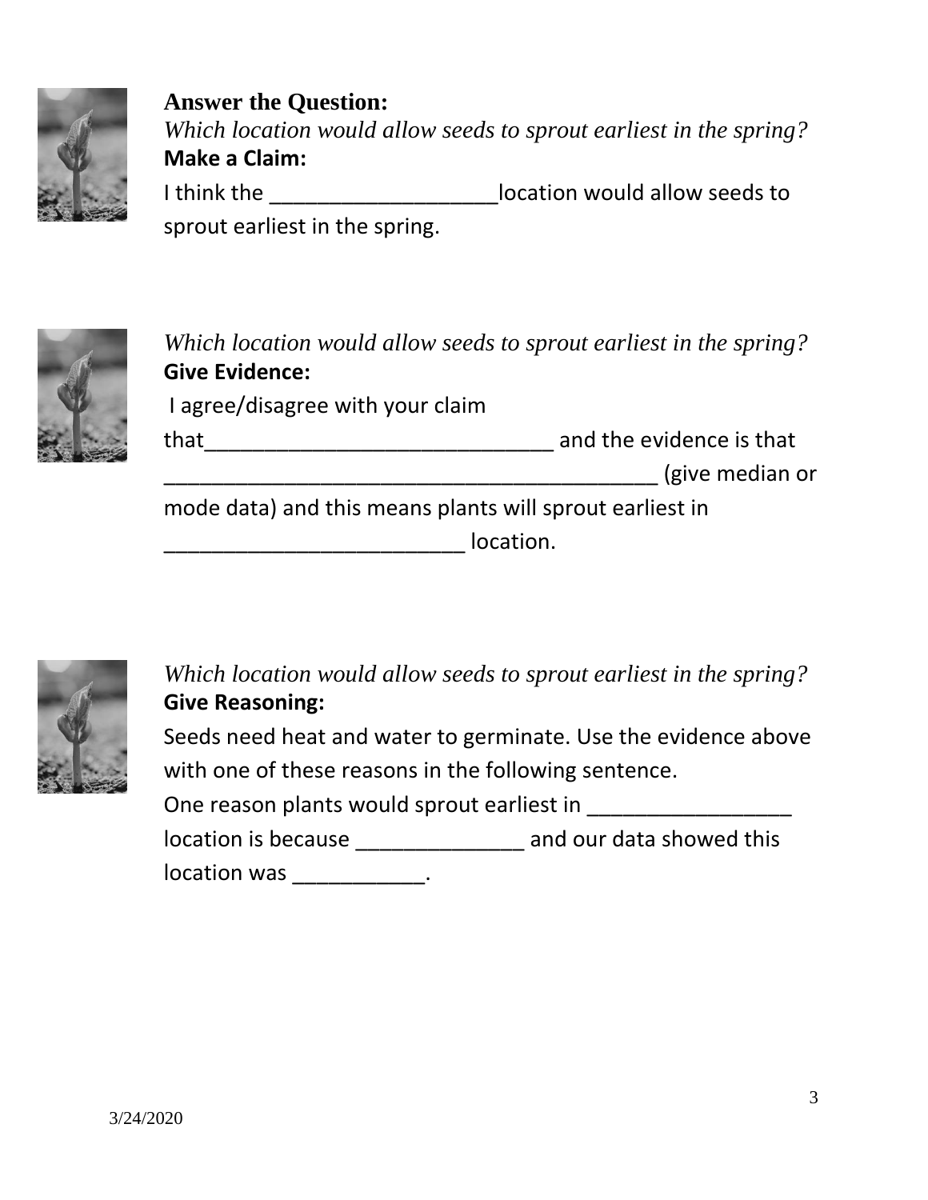**Answer the Question:**

*Which location would allow seeds to sprout earliest in the spring?*

**Make a Claim:**

I think the ___________________location would allow seeds to sprout earliest in the spring.

*Which location would allow seeds to sprout earliest in the spring?*

**Give Evidence:**

I agree/disagree with your claim that_____________________________ and the evidence is that __________________________________________ (give median or mode data) and this means plants will sprout earliest in _________________________ location.

*Which location would allow seeds to sprout earliest in the spring?*

**Give Reasoning:**

Seeds need heat and water to germinate. Use the evidence above with one of these reasons in the following sentence.

One reason plants would sprout earliest in _________________ location is because ______________ and our data showed this location was ___________.

3/24/2020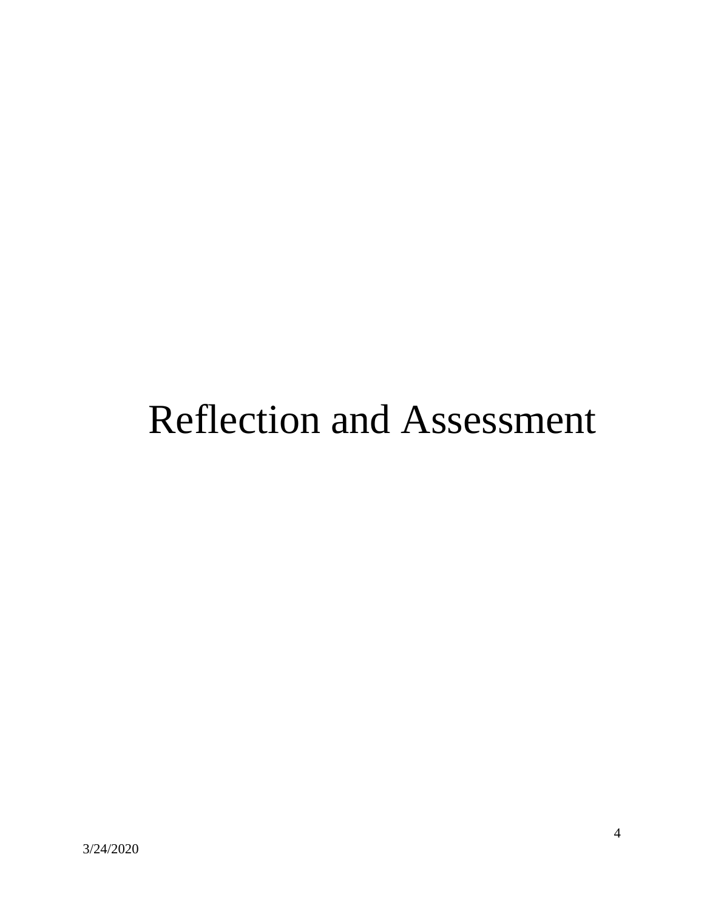# Reflection and Assessment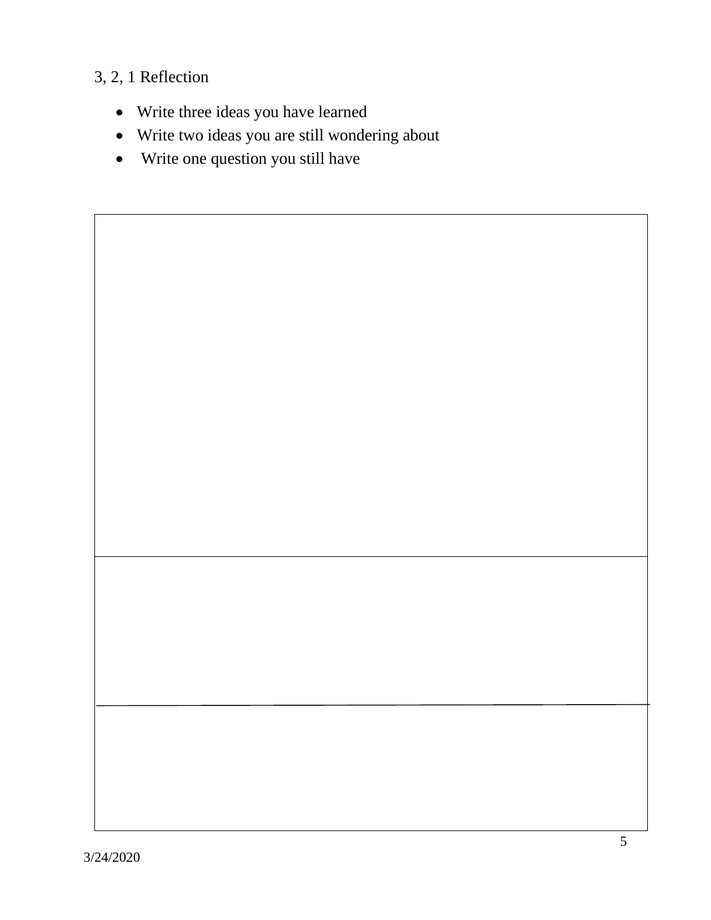3, 2, 1 Reflection

- Write three ideas you have learned
- Write two ideas you are still wondering about
- Write one question you still have

| |
|---|
| |
| |
| |